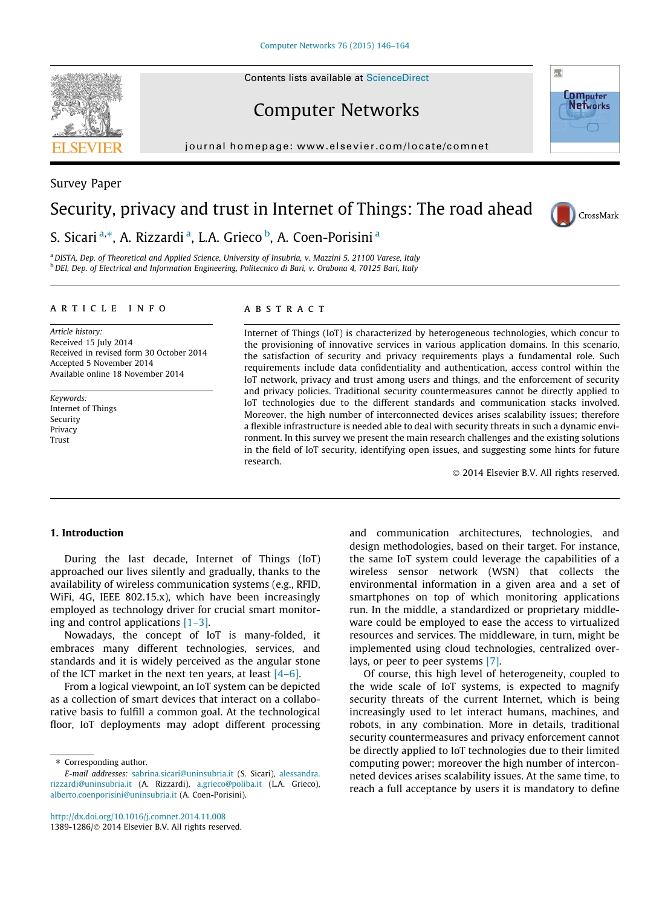Survey Paper

# Security, privacy and trust in Internet of Things: The road ahead

S. Sicari [a,*], A. Rizzardi [a], L.A. Grieco [b], A. Coen-Porisini [a]

[a] DISTA, Dep. of Theoretical and Applied Science, University of Insubria, v. Mazzini 5, 21100 Varese, Italy
[b] DEI, Dep. of Electrical and Information Engineering, Politecnico di Bari, v. Orabona 4, 70125 Bari, Italy

## ARTICLE INFO

*Article history:*
Received 15 July 2014
Received in revised form 30 October 2014
Accepted 5 November 2014
Available online 18 November 2014

*Keywords:*
Internet of Things
Security
Privacy
Trust

## ABSTRACT

Internet of Things (IoT) is characterized by heterogeneous technologies, which concur to the provisioning of innovative services in various application domains. In this scenario, the satisfaction of security and privacy requirements plays a fundamental role. Such requirements include data confidentiality and authentication, access control within the IoT network, privacy and trust among users and things, and the enforcement of security and privacy policies. Traditional security countermeasures cannot be directly applied to IoT technologies due to the different standards and communication stacks involved. Moreover, the high number of interconnected devices arises scalability issues; therefore a flexible infrastructure is needed able to deal with security threats in such a dynamic environment. In this survey we present the main research challenges and the existing solutions in the field of IoT security, identifying open issues, and suggesting some hints for future research.

© 2014 Elsevier B.V. All rights reserved.

## 1. Introduction

During the last decade, Internet of Things (IoT) approached our lives silently and gradually, thanks to the availability of wireless communication systems (e.g., RFID, WiFi, 4G, IEEE 802.15.x), which have been increasingly employed as technology driver for crucial smart monitoring and control applications [1–3].

Nowadays, the concept of IoT is many-folded, it embraces many different technologies, services, and standards and it is widely perceived as the angular stone of the ICT market in the next ten years, at least [4–6].

From a logical viewpoint, an IoT system can be depicted as a collection of smart devices that interact on a collaborative basis to fulfill a common goal. At the technological floor, IoT deployments may adopt different processing and communication architectures, technologies, and design methodologies, based on their target. For instance, the same IoT system could leverage the capabilities of a wireless sensor network (WSN) that collects the environmental information in a given area and a set of smartphones on top of which monitoring applications run. In the middle, a standardized or proprietary middleware could be employed to ease the access to virtualized resources and services. The middleware, in turn, might be implemented using cloud technologies, centralized overlays, or peer to peer systems [7].

Of course, this high level of heterogeneity, coupled to the wide scale of IoT systems, is expected to magnify security threats of the current Internet, which is being increasingly used to let interact humans, machines, and robots, in any combination. More in details, traditional security countermeasures and privacy enforcement cannot be directly applied to IoT technologies due to their limited computing power; moreover the high number of interconnected devices arises scalability issues. At the same time, to reach a full acceptance by users it is mandatory to define

* Corresponding author.
*E-mail addresses:* sabrina.sicari@uninsubria.it (S. Sicari), alessandra.rizzardi@uninsubria.it (A. Rizzardi), a.grieco@poliba.it (L.A. Grieco), alberto.coenporisini@uninsubria.it (A. Coen-Porisini).

http://dx.doi.org/10.1016/j.comnet.2014.11.008
1389-1286/© 2014 Elsevier B.V. All rights reserved.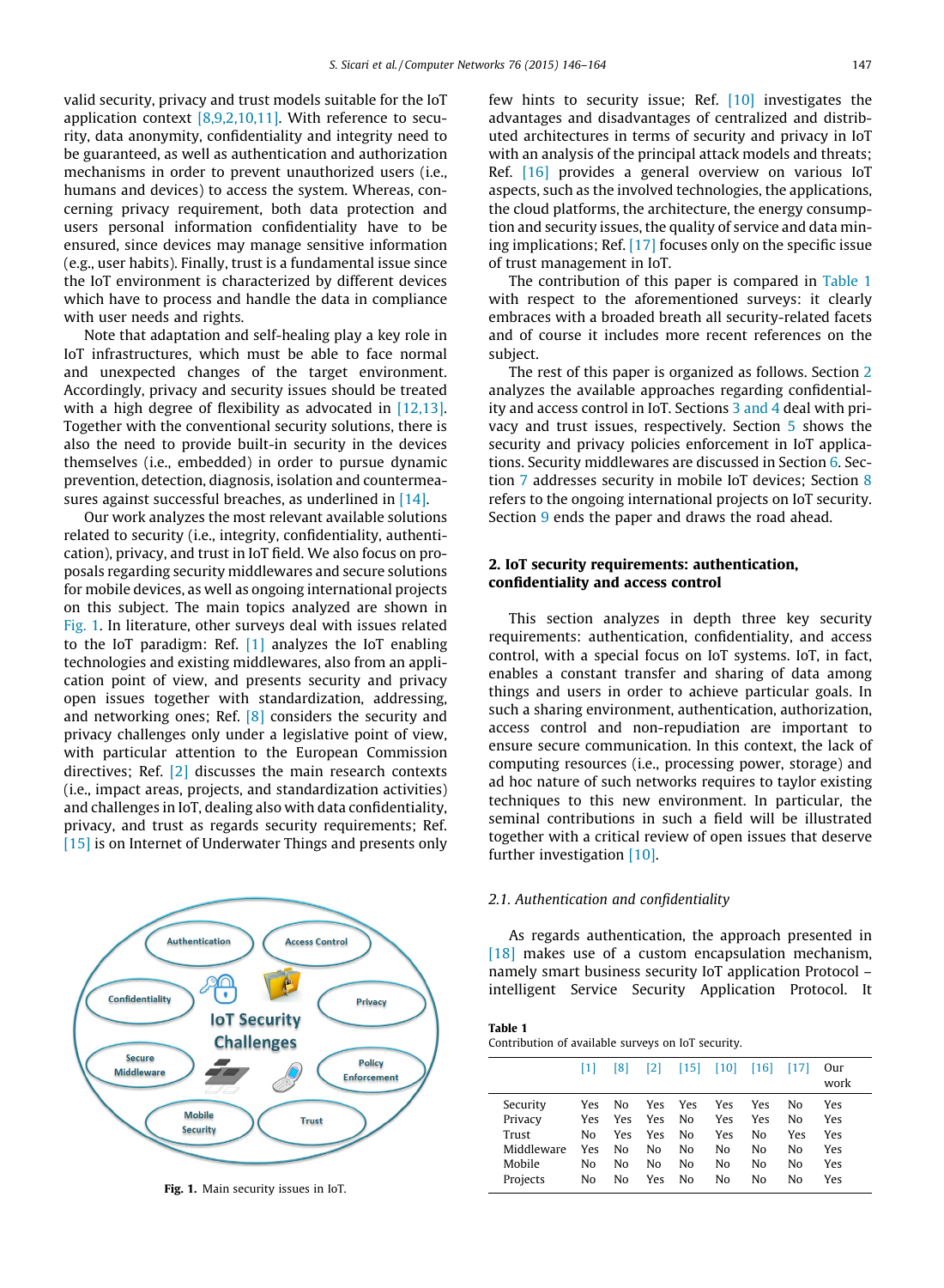valid security, privacy and trust models suitable for the IoT application context [8,9,2,10,11]. With reference to security, data anonymity, confidentiality and integrity need to be guaranteed, as well as authentication and authorization mechanisms in order to prevent unauthorized users (i.e., humans and devices) to access the system. Whereas, concerning privacy requirement, both data protection and users personal information confidentiality have to be ensured, since devices may manage sensitive information (e.g., user habits). Finally, trust is a fundamental issue since the IoT environment is characterized by different devices which have to process and handle the data in compliance with user needs and rights.

Note that adaptation and self-healing play a key role in IoT infrastructures, which must be able to face normal and unexpected changes of the target environment. Accordingly, privacy and security issues should be treated with a high degree of flexibility as advocated in [12,13]. Together with the conventional security solutions, there is also the need to provide built-in security in the devices themselves (i.e., embedded) in order to pursue dynamic prevention, detection, diagnosis, isolation and countermeasures against successful breaches, as underlined in [14].

Our work analyzes the most relevant available solutions related to security (i.e., integrity, confidentiality, authentication), privacy, and trust in IoT field. We also focus on proposals regarding security middlewares and secure solutions for mobile devices, as well as ongoing international projects on this subject. The main topics analyzed are shown in Fig. 1. In literature, other surveys deal with issues related to the IoT paradigm: Ref. [1] analyzes the IoT enabling technologies and existing middlewares, also from an application point of view, and presents security and privacy open issues together with standardization, addressing, and networking ones; Ref. [8] considers the security and privacy challenges only under a legislative point of view, with particular attention to the European Commission directives; Ref. [2] discusses the main research contexts (i.e., impact areas, projects, and standardization activities) and challenges in IoT, dealing also with data confidentiality, privacy, and trust as regards security requirements; Ref. [15] is on Internet of Underwater Things and presents only few hints to security issue; Ref. [10] investigates the advantages and disadvantages of centralized and distributed architectures in terms of security and privacy in IoT with an analysis of the principal attack models and threats; Ref. [16] provides a general overview on various IoT aspects, such as the involved technologies, the applications, the cloud platforms, the architecture, the energy consumption and security issues, the quality of service and data mining implications; Ref. [17] focuses only on the specific issue of trust management in IoT.

Fig. 1. Main security issues in IoT.

The contribution of this paper is compared in Table 1 with respect to the aforementioned surveys: it clearly embraces with a broaded breath all security-related facets and of course it includes more recent references on the subject.

The rest of this paper is organized as follows. Section 2 analyzes the available approaches regarding confidentiality and access control in IoT. Sections 3 and 4 deal with privacy and trust issues, respectively. Section 5 shows the security and privacy policies enforcement in IoT applications. Security middlewares are discussed in Section 6. Section 7 addresses security in mobile IoT devices; Section 8 refers to the ongoing international projects on IoT security. Section 9 ends the paper and draws the road ahead.

## 2. IoT security requirements: authentication, confidentiality and access control

This section analyzes in depth three key security requirements: authentication, confidentiality, and access control, with a special focus on IoT systems. IoT, in fact, enables a constant transfer and sharing of data among things and users in order to achieve particular goals. In such a sharing environment, authentication, authorization, access control and non-repudiation are important to ensure secure communication. In this context, the lack of computing resources (i.e., processing power, storage) and ad hoc nature of such networks requires to taylor existing techniques to this new environment. In particular, the seminal contributions in such a field will be illustrated together with a critical review of open issues that deserve further investigation [10].

### 2.1. Authentication and confidentiality

As regards authentication, the approach presented in [18] makes use of a custom encapsulation mechanism, namely smart business security IoT application Protocol – intelligent Service Security Application Protocol. It

**Table 1**
Contribution of available surveys on IoT security.

| | [1] | [8] | [2] | [15] | [10] | [16] | [17] | Our work |
|---|---|---|---|---|---|---|---|---|
| Security | Yes | No | Yes | Yes | Yes | Yes | No | Yes |
| Privacy | Yes | Yes | Yes | No | Yes | Yes | No | Yes |
| Trust | No | Yes | Yes | No | Yes | No | Yes | Yes |
| Middleware | Yes | No | No | No | No | No | No | Yes |
| Mobile | No | No | No | No | No | No | No | Yes |
| Projects | No | No | Yes | No | No | No | No | Yes |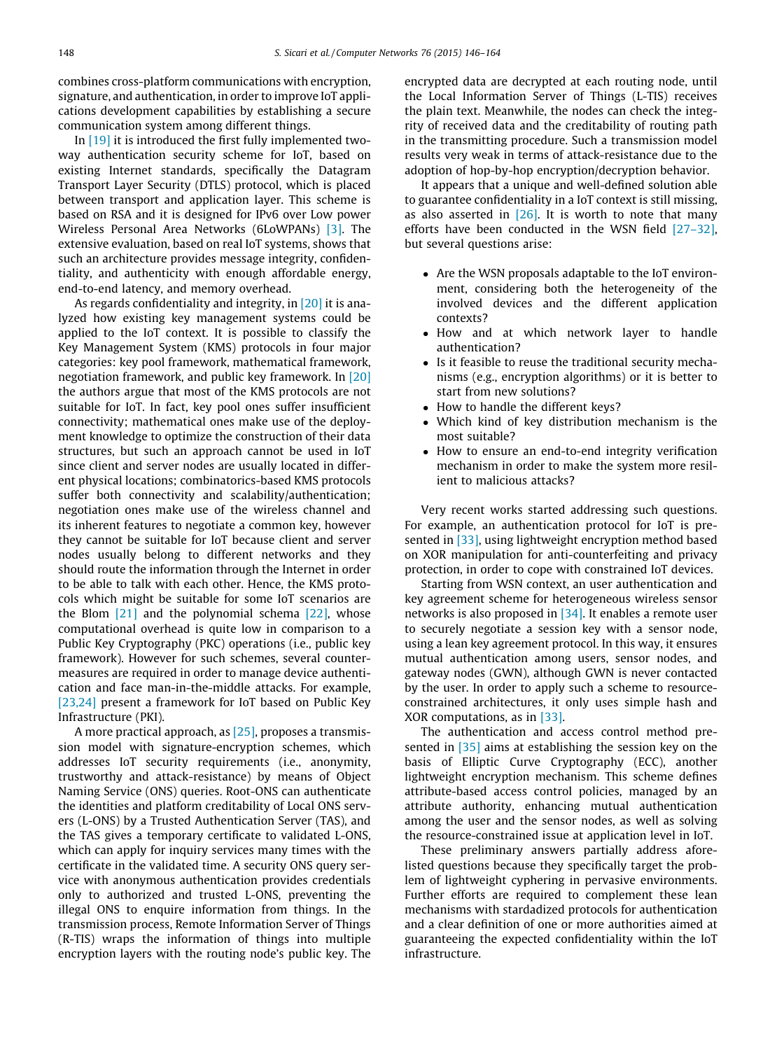combines cross-platform communications with encryption, signature, and authentication, in order to improve IoT applications development capabilities by establishing a secure communication system among different things.

In [19] it is introduced the first fully implemented two-way authentication security scheme for IoT, based on existing Internet standards, specifically the Datagram Transport Layer Security (DTLS) protocol, which is placed between transport and application layer. This scheme is based on RSA and it is designed for IPv6 over Low power Wireless Personal Area Networks (6LoWPANs) [3]. The extensive evaluation, based on real IoT systems, shows that such an architecture provides message integrity, confidentiality, and authenticity with enough affordable energy, end-to-end latency, and memory overhead.

As regards confidentiality and integrity, in [20] it is analyzed how existing key management systems could be applied to the IoT context. It is possible to classify the Key Management System (KMS) protocols in four major categories: key pool framework, mathematical framework, negotiation framework, and public key framework. In [20] the authors argue that most of the KMS protocols are not suitable for IoT. In fact, key pool ones suffer insufficient connectivity; mathematical ones make use of the deployment knowledge to optimize the construction of their data structures, but such an approach cannot be used in IoT since client and server nodes are usually located in different physical locations; combinatorics-based KMS protocols suffer both connectivity and scalability/authentication; negotiation ones make use of the wireless channel and its inherent features to negotiate a common key, however they cannot be suitable for IoT because client and server nodes usually belong to different networks and they should route the information through the Internet in order to be able to talk with each other. Hence, the KMS protocols which might be suitable for some IoT scenarios are the Blom [21] and the polynomial schema [22], whose computational overhead is quite low in comparison to a Public Key Cryptography (PKC) operations (i.e., public key framework). However for such schemes, several countermeasures are required in order to manage device authentication and face man-in-the-middle attacks. For example, [23,24] present a framework for IoT based on Public Key Infrastructure (PKI).

A more practical approach, as [25], proposes a transmission model with signature-encryption schemes, which addresses IoT security requirements (i.e., anonymity, trustworthy and attack-resistance) by means of Object Naming Service (ONS) queries. Root-ONS can authenticate the identities and platform creditability of Local ONS servers (L-ONS) by a Trusted Authentication Server (TAS), and the TAS gives a temporary certificate to validated L-ONS, which can apply for inquiry services many times with the certificate in the validated time. A security ONS query service with anonymous authentication provides credentials only to authorized and trusted L-ONS, preventing the illegal ONS to enquire information from things. In the transmission process, Remote Information Server of Things (R-TIS) wraps the information of things into multiple encryption layers with the routing node's public key. The encrypted data are decrypted at each routing node, until the Local Information Server of Things (L-TIS) receives the plain text. Meanwhile, the nodes can check the integrity of received data and the creditability of routing path in the transmitting procedure. Such a transmission model results very weak in terms of attack-resistance due to the adoption of hop-by-hop encryption/decryption behavior.

It appears that a unique and well-defined solution able to guarantee confidentiality in a IoT context is still missing, as also asserted in [26]. It is worth to note that many efforts have been conducted in the WSN field [27–32], but several questions arise:

- Are the WSN proposals adaptable to the IoT environment, considering both the heterogeneity of the involved devices and the different application contexts?
- How and at which network layer to handle authentication?
- Is it feasible to reuse the traditional security mechanisms (e.g., encryption algorithms) or it is better to start from new solutions?
- How to handle the different keys?
- Which kind of key distribution mechanism is the most suitable?
- How to ensure an end-to-end integrity verification mechanism in order to make the system more resilient to malicious attacks?

Very recent works started addressing such questions. For example, an authentication protocol for IoT is presented in [33], using lightweight encryption method based on XOR manipulation for anti-counterfeiting and privacy protection, in order to cope with constrained IoT devices.

Starting from WSN context, an user authentication and key agreement scheme for heterogeneous wireless sensor networks is also proposed in [34]. It enables a remote user to securely negotiate a session key with a sensor node, using a lean key agreement protocol. In this way, it ensures mutual authentication among users, sensor nodes, and gateway nodes (GWN), although GWN is never contacted by the user. In order to apply such a scheme to resource-constrained architectures, it only uses simple hash and XOR computations, as in [33].

The authentication and access control method presented in [35] aims at establishing the session key on the basis of Elliptic Curve Cryptography (ECC), another lightweight encryption mechanism. This scheme defines attribute-based access control policies, managed by an attribute authority, enhancing mutual authentication among the user and the sensor nodes, as well as solving the resource-constrained issue at application level in IoT.

These preliminary answers partially address afore-listed questions because they specifically target the problem of lightweight cyphering in pervasive environments. Further efforts are required to complement these lean mechanisms with stardadized protocols for authentication and a clear definition of one or more authorities aimed at guaranteeing the expected confidentiality within the IoT infrastructure.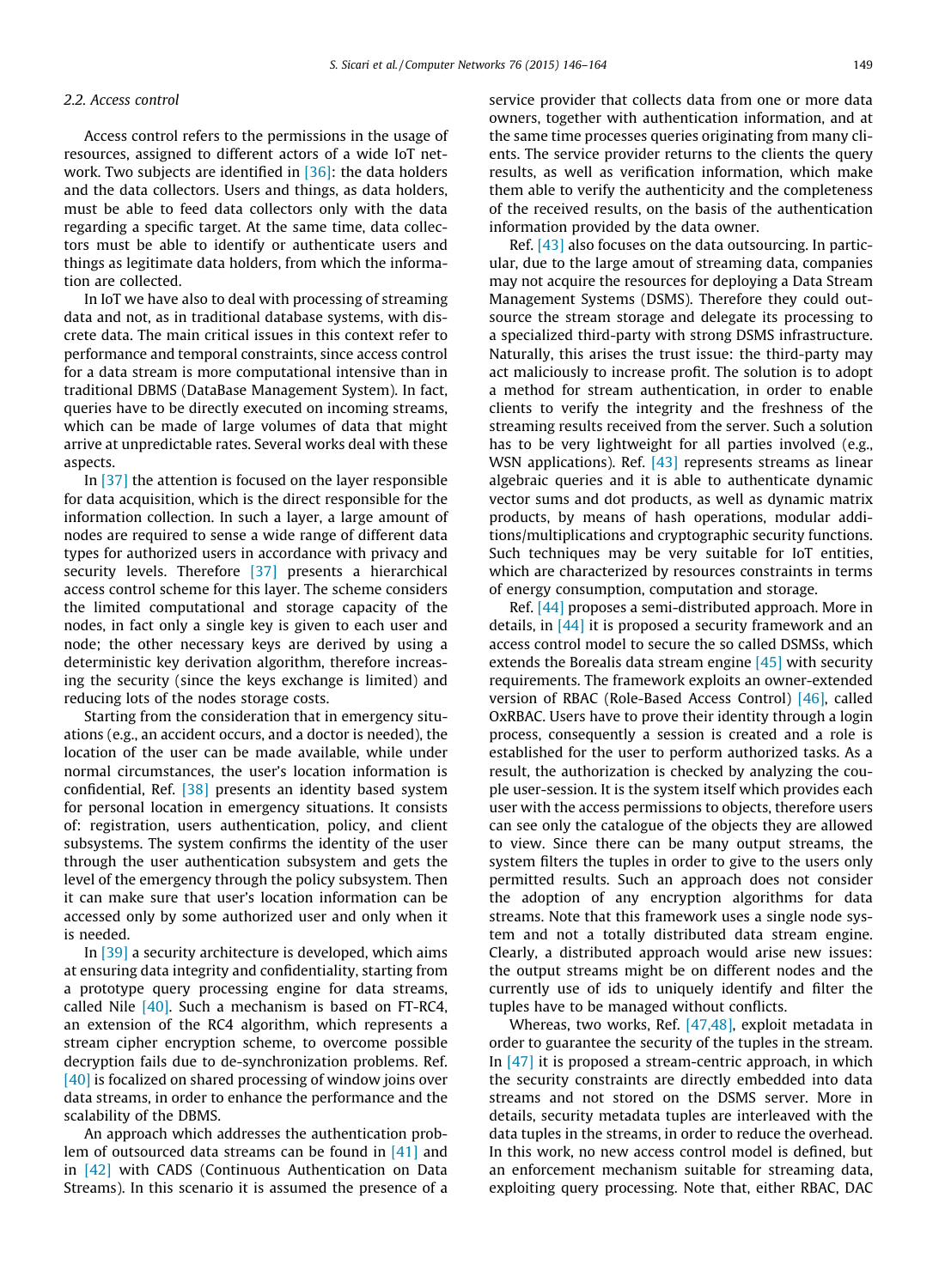### 2.2. Access control

Access control refers to the permissions in the usage of resources, assigned to different actors of a wide IoT network. Two subjects are identified in [36]: the data holders and the data collectors. Users and things, as data holders, must be able to feed data collectors only with the data regarding a specific target. At the same time, data collectors must be able to identify or authenticate users and things as legitimate data holders, from which the information are collected.

In IoT we have also to deal with processing of streaming data and not, as in traditional database systems, with discrete data. The main critical issues in this context refer to performance and temporal constraints, since access control for a data stream is more computational intensive than in traditional DBMS (DataBase Management System). In fact, queries have to be directly executed on incoming streams, which can be made of large volumes of data that might arrive at unpredictable rates. Several works deal with these aspects.

In [37] the attention is focused on the layer responsible for data acquisition, which is the direct responsible for the information collection. In such a layer, a large amount of nodes are required to sense a wide range of different data types for authorized users in accordance with privacy and security levels. Therefore [37] presents a hierarchical access control scheme for this layer. The scheme considers the limited computational and storage capacity of the nodes, in fact only a single key is given to each user and node; the other necessary keys are derived by using a deterministic key derivation algorithm, therefore increasing the security (since the keys exchange is limited) and reducing lots of the nodes storage costs.

Starting from the consideration that in emergency situations (e.g., an accident occurs, and a doctor is needed), the location of the user can be made available, while under normal circumstances, the user's location information is confidential, Ref. [38] presents an identity based system for personal location in emergency situations. It consists of: registration, users authentication, policy, and client subsystems. The system confirms the identity of the user through the user authentication subsystem and gets the level of the emergency through the policy subsystem. Then it can make sure that user's location information can be accessed only by some authorized user and only when it is needed.

In [39] a security architecture is developed, which aims at ensuring data integrity and confidentiality, starting from a prototype query processing engine for data streams, called Nile [40]. Such a mechanism is based on FT-RC4, an extension of the RC4 algorithm, which represents a stream cipher encryption scheme, to overcome possible decryption fails due to de-synchronization problems. Ref. [40] is focalized on shared processing of window joins over data streams, in order to enhance the performance and the scalability of the DBMS.

An approach which addresses the authentication problem of outsourced data streams can be found in [41] and in [42] with CADS (Continuous Authentication on Data Streams). In this scenario it is assumed the presence of a service provider that collects data from one or more data owners, together with authentication information, and at the same time processes queries originating from many clients. The service provider returns to the clients the query results, as well as verification information, which make them able to verify the authenticity and the completeness of the received results, on the basis of the authentication information provided by the data owner.

Ref. [43] also focuses on the data outsourcing. In particular, due to the large amout of streaming data, companies may not acquire the resources for deploying a Data Stream Management Systems (DSMS). Therefore they could outsource the stream storage and delegate its processing to a specialized third-party with strong DSMS infrastructure. Naturally, this arises the trust issue: the third-party may act maliciously to increase profit. The solution is to adopt a method for stream authentication, in order to enable clients to verify the integrity and the freshness of the streaming results received from the server. Such a solution has to be very lightweight for all parties involved (e.g., WSN applications). Ref. [43] represents streams as linear algebraic queries and it is able to authenticate dynamic vector sums and dot products, as well as dynamic matrix products, by means of hash operations, modular additions/multiplications and cryptographic security functions. Such techniques may be very suitable for IoT entities, which are characterized by resources constraints in terms of energy consumption, computation and storage.

Ref. [44] proposes a semi-distributed approach. More in details, in [44] it is proposed a security framework and an access control model to secure the so called DSMSs, which extends the Borealis data stream engine [45] with security requirements. The framework exploits an owner-extended version of RBAC (Role-Based Access Control) [46], called OxRBAC. Users have to prove their identity through a login process, consequently a session is created and a role is established for the user to perform authorized tasks. As a result, the authorization is checked by analyzing the couple user-session. It is the system itself which provides each user with the access permissions to objects, therefore users can see only the catalogue of the objects they are allowed to view. Since there can be many output streams, the system filters the tuples in order to give to the users only permitted results. Such an approach does not consider the adoption of any encryption algorithms for data streams. Note that this framework uses a single node system and not a totally distributed data stream engine. Clearly, a distributed approach would arise new issues: the output streams might be on different nodes and the currently use of ids to uniquely identify and filter the tuples have to be managed without conflicts.

Whereas, two works, Ref. [47,48], exploit metadata in order to guarantee the security of the tuples in the stream. In [47] it is proposed a stream-centric approach, in which the security constraints are directly embedded into data streams and not stored on the DSMS server. More in details, security metadata tuples are interleaved with the data tuples in the streams, in order to reduce the overhead. In this work, no new access control model is defined, but an enforcement mechanism suitable for streaming data, exploiting query processing. Note that, either RBAC, DAC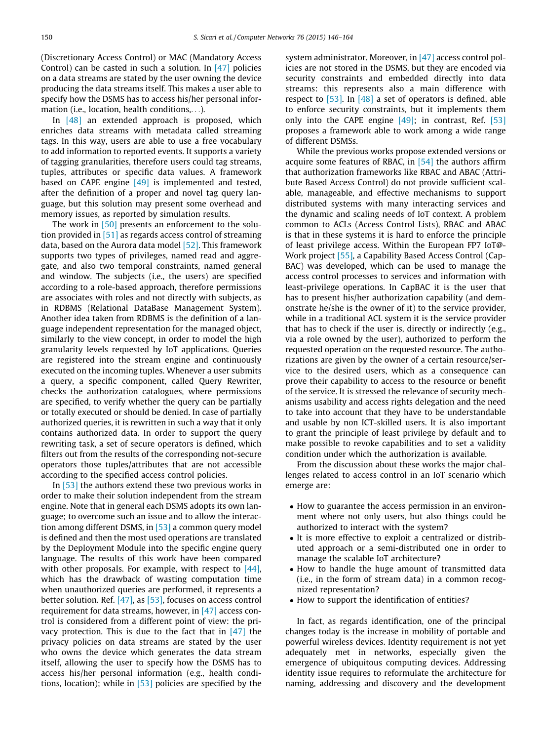(Discretionary Access Control) or MAC (Mandatory Access Control) can be casted in such a solution. In [47] policies on a data streams are stated by the user owning the device producing the data streams itself. This makes a user able to specify how the DSMS has to access his/her personal information (i.e., location, health conditions,...).

In [48] an extended approach is proposed, which enriches data streams with metadata called streaming tags. In this way, users are able to use a free vocabulary to add information to reported events. It supports a variety of tagging granularities, therefore users could tag streams, tuples, attributes or specific data values. A framework based on CAPE engine [49] is implemented and tested, after the definition of a proper and novel tag query language, but this solution may present some overhead and memory issues, as reported by simulation results.

The work in [50] presents an enforcement to the solution provided in [51] as regards access control of streaming data, based on the Aurora data model [52]. This framework supports two types of privileges, named read and aggregate, and also two temporal constraints, named general and window. The subjects (i.e., the users) are specified according to a role-based approach, therefore permissions are associates with roles and not directly with subjects, as in RDBMS (Relational DataBase Management System). Another idea taken from RDBMS is the definition of a language independent representation for the managed object, similarly to the view concept, in order to model the high granularity levels requested by IoT applications. Queries are registered into the stream engine and continuously executed on the incoming tuples. Whenever a user submits a query, a specific component, called Query Rewriter, checks the authorization catalogues, where permissions are specified, to verify whether the query can be partially or totally executed or should be denied. In case of partially authorized queries, it is rewritten in such a way that it only contains authorized data. In order to support the query rewriting task, a set of secure operators is defined, which filters out from the results of the corresponding not-secure operators those tuples/attributes that are not accessible according to the specified access control policies.

In [53] the authors extend these two previous works in order to make their solution independent from the stream engine. Note that in general each DSMS adopts its own language; to overcome such an issue and to allow the interaction among different DSMS, in [53] a common query model is defined and then the most used operations are translated by the Deployment Module into the specific engine query language. The results of this work have been compared with other proposals. For example, with respect to [44], which has the drawback of wasting computation time when unauthorized queries are performed, it represents a better solution. Ref. [47], as [53], focuses on access control requirement for data streams, however, in [47] access control is considered from a different point of view: the privacy protection. This is due to the fact that in [47] the privacy policies on data streams are stated by the user who owns the device which generates the data stream itself, allowing the user to specify how the DSMS has to access his/her personal information (e.g., health conditions, location); while in [53] policies are specified by the system administrator. Moreover, in [47] access control policies are not stored in the DSMS, but they are encoded via security constraints and embedded directly into data streams: this represents also a main difference with respect to [53]. In [48] a set of operators is defined, able to enforce security constraints, but it implements them only into the CAPE engine [49]; in contrast, Ref. [53] proposes a framework able to work among a wide range of different DSMSs.

While the previous works propose extended versions or acquire some features of RBAC, in [54] the authors affirm that authorization frameworks like RBAC and ABAC (Attribute Based Access Control) do not provide sufficient scalable, manageable, and effective mechanisms to support distributed systems with many interacting services and the dynamic and scaling needs of IoT context. A problem common to ACLs (Access Control Lists), RBAC and ABAC is that in these systems it is hard to enforce the principle of least privilege access. Within the European FP7 IoT@-Work project [55], a Capability Based Access Control (CapBAC) was developed, which can be used to manage the access control processes to services and information with least-privilege operations. In CapBAC it is the user that has to present his/her authorization capability (and demonstrate he/she is the owner of it) to the service provider, while in a traditional ACL system it is the service provider that has to check if the user is, directly or indirectly (e.g., via a role owned by the user), authorized to perform the requested operation on the requested resource. The authorizations are given by the owner of a certain resource/service to the desired users, which as a consequence can prove their capability to access to the resource or benefit of the service. It is stressed the relevance of security mechanisms usability and access rights delegation and the need to take into account that they have to be understandable and usable by non ICT-skilled users. It is also important to grant the principle of least privilege by default and to make possible to revoke capabilities and to set a validity condition under which the authorization is available.

From the discussion about these works the major challenges related to access control in an IoT scenario which emerge are:

- How to guarantee the access permission in an environment where not only users, but also things could be authorized to interact with the system?
- It is more effective to exploit a centralized or distributed approach or a semi-distributed one in order to manage the scalable IoT architecture?
- How to handle the huge amount of transmitted data (i.e., in the form of stream data) in a common recognized representation?
- How to support the identification of entities?

In fact, as regards identification, one of the principal changes today is the increase in mobility of portable and powerful wireless devices. Identity requirement is not yet adequately met in networks, especially given the emergence of ubiquitous computing devices. Addressing identity issue requires to reformulate the architecture for naming, addressing and discovery and the development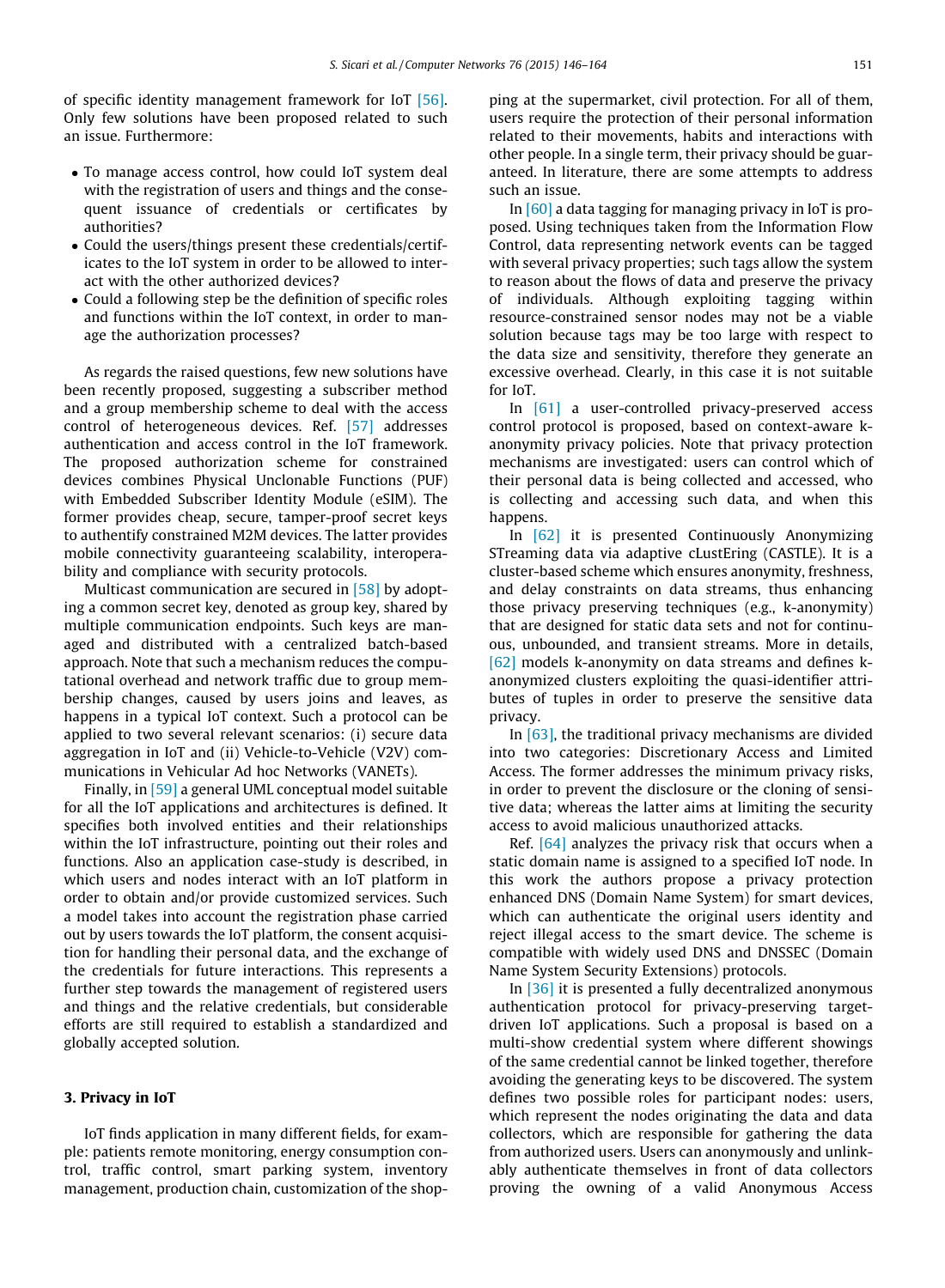of specific identity management framework for IoT [56]. Only few solutions have been proposed related to such an issue. Furthermore:

- To manage access control, how could IoT system deal with the registration of users and things and the consequent issuance of credentials or certificates by authorities?
- Could the users/things present these credentials/certificates to the IoT system in order to be allowed to interact with the other authorized devices?
- Could a following step be the definition of specific roles and functions within the IoT context, in order to manage the authorization processes?

As regards the raised questions, few new solutions have been recently proposed, suggesting a subscriber method and a group membership scheme to deal with the access control of heterogeneous devices. Ref. [57] addresses authentication and access control in the IoT framework. The proposed authorization scheme for constrained devices combines Physical Unclonable Functions (PUF) with Embedded Subscriber Identity Module (eSIM). The former provides cheap, secure, tamper-proof secret keys to authentify constrained M2M devices. The latter provides mobile connectivity guaranteeing scalability, interoperability and compliance with security protocols.

Multicast communication are secured in [58] by adopting a common secret key, denoted as group key, shared by multiple communication endpoints. Such keys are managed and distributed with a centralized batch-based approach. Note that such a mechanism reduces the computational overhead and network traffic due to group membership changes, caused by users joins and leaves, as happens in a typical IoT context. Such a protocol can be applied to two several relevant scenarios: (i) secure data aggregation in IoT and (ii) Vehicle-to-Vehicle (V2V) communications in Vehicular Ad hoc Networks (VANETs).

Finally, in [59] a general UML conceptual model suitable for all the IoT applications and architectures is defined. It specifies both involved entities and their relationships within the IoT infrastructure, pointing out their roles and functions. Also an application case-study is described, in which users and nodes interact with an IoT platform in order to obtain and/or provide customized services. Such a model takes into account the registration phase carried out by users towards the IoT platform, the consent acquisition for handling their personal data, and the exchange of the credentials for future interactions. This represents a further step towards the management of registered users and things and the relative credentials, but considerable efforts are still required to establish a standardized and globally accepted solution.

## 3. Privacy in IoT

IoT finds application in many different fields, for example: patients remote monitoring, energy consumption control, traffic control, smart parking system, inventory management, production chain, customization of the shopping at the supermarket, civil protection. For all of them, users require the protection of their personal information related to their movements, habits and interactions with other people. In a single term, their privacy should be guaranteed. In literature, there are some attempts to address such an issue.

In [60] a data tagging for managing privacy in IoT is proposed. Using techniques taken from the Information Flow Control, data representing network events can be tagged with several privacy properties; such tags allow the system to reason about the flows of data and preserve the privacy of individuals. Although exploiting tagging within resource-constrained sensor nodes may not be a viable solution because tags may be too large with respect to the data size and sensitivity, therefore they generate an excessive overhead. Clearly, in this case it is not suitable for IoT.

In [61] a user-controlled privacy-preserved access control protocol is proposed, based on context-aware k-anonymity privacy policies. Note that privacy protection mechanisms are investigated: users can control which of their personal data is being collected and accessed, who is collecting and accessing such data, and when this happens.

In [62] it is presented Continuously Anonymizing STreaming data via adaptive cLustEring (CASTLE). It is a cluster-based scheme which ensures anonymity, freshness, and delay constraints on data streams, thus enhancing those privacy preserving techniques (e.g., k-anonymity) that are designed for static data sets and not for continuous, unbounded, and transient streams. More in details, [62] models k-anonymity on data streams and defines k-anonymized clusters exploiting the quasi-identifier attributes of tuples in order to preserve the sensitive data privacy.

In [63], the traditional privacy mechanisms are divided into two categories: Discretionary Access and Limited Access. The former addresses the minimum privacy risks, in order to prevent the disclosure or the cloning of sensitive data; whereas the latter aims at limiting the security access to avoid malicious unauthorized attacks.

Ref. [64] analyzes the privacy risk that occurs when a static domain name is assigned to a specified IoT node. In this work the authors propose a privacy protection enhanced DNS (Domain Name System) for smart devices, which can authenticate the original users identity and reject illegal access to the smart device. The scheme is compatible with widely used DNS and DNSSEC (Domain Name System Security Extensions) protocols.

In [36] it is presented a fully decentralized anonymous authentication protocol for privacy-preserving target-driven IoT applications. Such a proposal is based on a multi-show credential system where different showings of the same credential cannot be linked together, therefore avoiding the generating keys to be discovered. The system defines two possible roles for participant nodes: users, which represent the nodes originating the data and data collectors, which are responsible for gathering the data from authorized users. Users can anonymously and unlinkably authenticate themselves in front of data collectors proving the owning of a valid Anonymous Access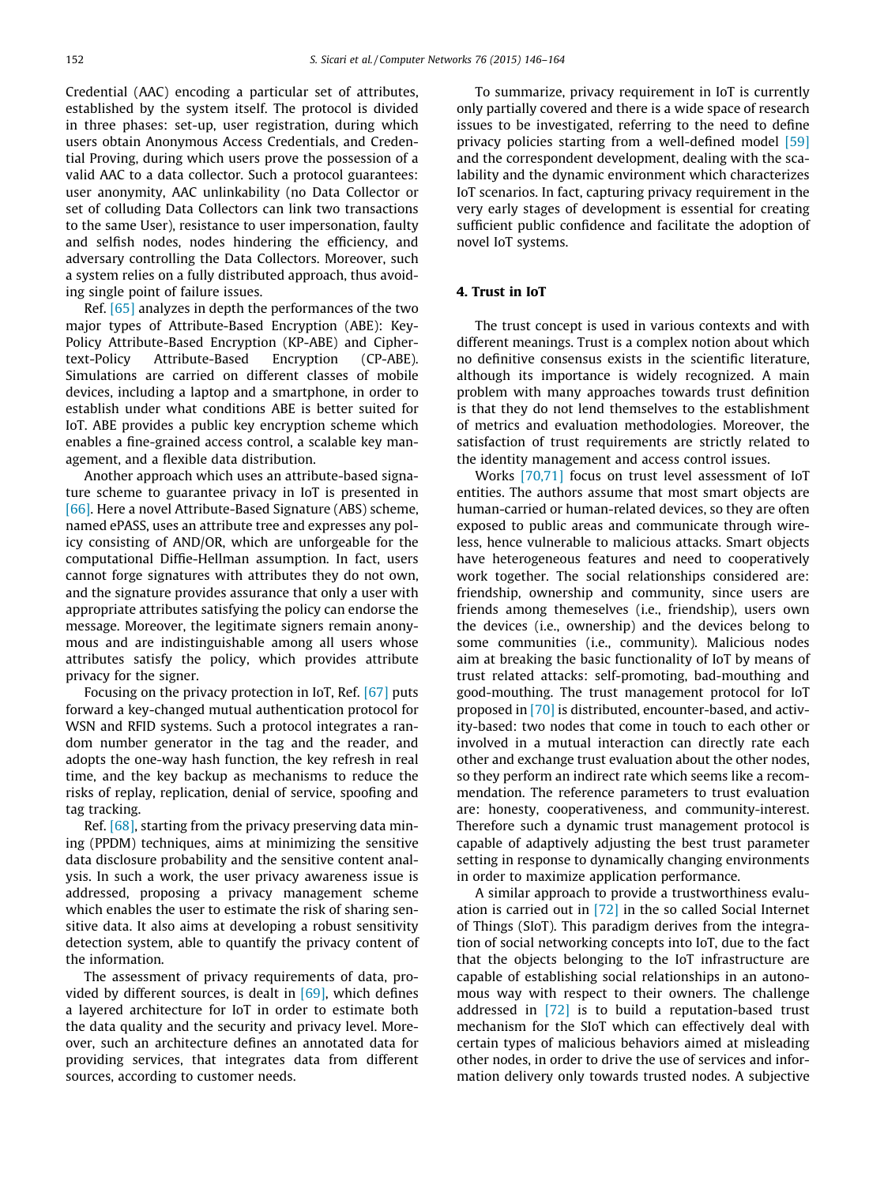Credential (AAC) encoding a particular set of attributes, established by the system itself. The protocol is divided in three phases: set-up, user registration, during which users obtain Anonymous Access Credentials, and Credential Proving, during which users prove the possession of a valid AAC to a data collector. Such a protocol guarantees: user anonymity, AAC unlinkability (no Data Collector or set of colluding Data Collectors can link two transactions to the same User), resistance to user impersonation, faulty and selfish nodes, nodes hindering the efficiency, and adversary controlling the Data Collectors. Moreover, such a system relies on a fully distributed approach, thus avoiding single point of failure issues.

Ref. [65] analyzes in depth the performances of the two major types of Attribute-Based Encryption (ABE): Key-Policy Attribute-Based Encryption (KP-ABE) and Ciphertext-Policy Attribute-Based Encryption (CP-ABE). Simulations are carried on different classes of mobile devices, including a laptop and a smartphone, in order to establish under what conditions ABE is better suited for IoT. ABE provides a public key encryption scheme which enables a fine-grained access control, a scalable key management, and a flexible data distribution.

Another approach which uses an attribute-based signature scheme to guarantee privacy in IoT is presented in [66]. Here a novel Attribute-Based Signature (ABS) scheme, named ePASS, uses an attribute tree and expresses any policy consisting of AND/OR, which are unforgeable for the computational Diffie-Hellman assumption. In fact, users cannot forge signatures with attributes they do not own, and the signature provides assurance that only a user with appropriate attributes satisfying the policy can endorse the message. Moreover, the legitimate signers remain anonymous and are indistinguishable among all users whose attributes satisfy the policy, which provides attribute privacy for the signer.

Focusing on the privacy protection in IoT, Ref. [67] puts forward a key-changed mutual authentication protocol for WSN and RFID systems. Such a protocol integrates a random number generator in the tag and the reader, and adopts the one-way hash function, the key refresh in real time, and the key backup as mechanisms to reduce the risks of replay, replication, denial of service, spoofing and tag tracking.

Ref. [68], starting from the privacy preserving data mining (PPDM) techniques, aims at minimizing the sensitive data disclosure probability and the sensitive content analysis. In such a work, the user privacy awareness issue is addressed, proposing a privacy management scheme which enables the user to estimate the risk of sharing sensitive data. It also aims at developing a robust sensitivity detection system, able to quantify the privacy content of the information.

The assessment of privacy requirements of data, provided by different sources, is dealt in [69], which defines a layered architecture for IoT in order to estimate both the data quality and the security and privacy level. Moreover, such an architecture defines an annotated data for providing services, that integrates data from different sources, according to customer needs.

To summarize, privacy requirement in IoT is currently only partially covered and there is a wide space of research issues to be investigated, referring to the need to define privacy policies starting from a well-defined model [59] and the correspondent development, dealing with the scalability and the dynamic environment which characterizes IoT scenarios. In fact, capturing privacy requirement in the very early stages of development is essential for creating sufficient public confidence and facilitate the adoption of novel IoT systems.

## 4. Trust in IoT

The trust concept is used in various contexts and with different meanings. Trust is a complex notion about which no definitive consensus exists in the scientific literature, although its importance is widely recognized. A main problem with many approaches towards trust definition is that they do not lend themselves to the establishment of metrics and evaluation methodologies. Moreover, the satisfaction of trust requirements are strictly related to the identity management and access control issues.

Works [70,71] focus on trust level assessment of IoT entities. The authors assume that most smart objects are human-carried or human-related devices, so they are often exposed to public areas and communicate through wireless, hence vulnerable to malicious attacks. Smart objects have heterogeneous features and need to cooperatively work together. The social relationships considered are: friendship, ownership and community, since users are friends among themeselves (i.e., friendship), users own the devices (i.e., ownership) and the devices belong to some communities (i.e., community). Malicious nodes aim at breaking the basic functionality of IoT by means of trust related attacks: self-promoting, bad-mouthing and good-mouthing. The trust management protocol for IoT proposed in [70] is distributed, encounter-based, and activity-based: two nodes that come in touch to each other or involved in a mutual interaction can directly rate each other and exchange trust evaluation about the other nodes, so they perform an indirect rate which seems like a recommendation. The reference parameters to trust evaluation are: honesty, cooperativeness, and community-interest. Therefore such a dynamic trust management protocol is capable of adaptively adjusting the best trust parameter setting in response to dynamically changing environments in order to maximize application performance.

A similar approach to provide a trustworthiness evaluation is carried out in [72] in the so called Social Internet of Things (SIoT). This paradigm derives from the integration of social networking concepts into IoT, due to the fact that the objects belonging to the IoT infrastructure are capable of establishing social relationships in an autonomous way with respect to their owners. The challenge addressed in [72] is to build a reputation-based trust mechanism for the SIoT which can effectively deal with certain types of malicious behaviors aimed at misleading other nodes, in order to drive the use of services and information delivery only towards trusted nodes. A subjective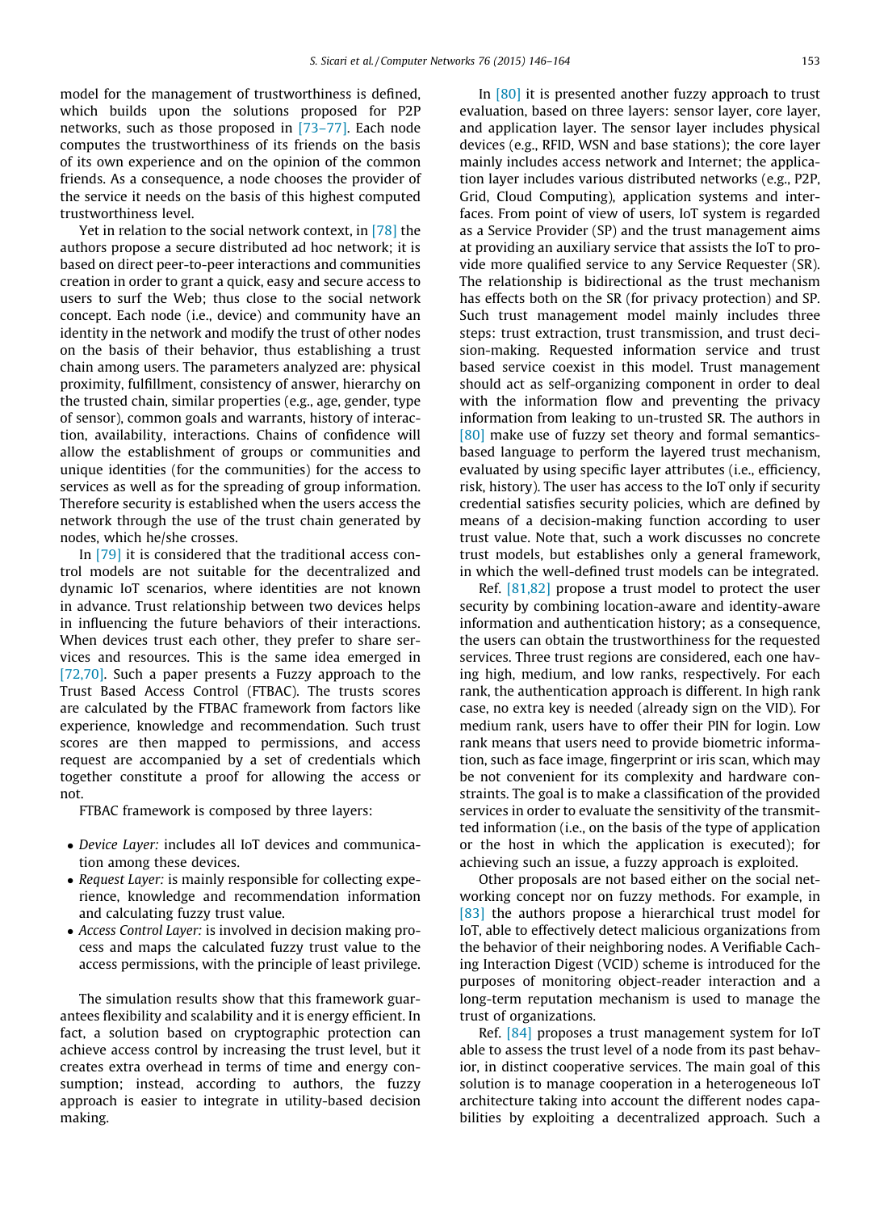model for the management of trustworthiness is defined, which builds upon the solutions proposed for P2P networks, such as those proposed in [73–77]. Each node computes the trustworthiness of its friends on the basis of its own experience and on the opinion of the common friends. As a consequence, a node chooses the provider of the service it needs on the basis of this highest computed trustworthiness level.

Yet in relation to the social network context, in [78] the authors propose a secure distributed ad hoc network; it is based on direct peer-to-peer interactions and communities creation in order to grant a quick, easy and secure access to users to surf the Web; thus close to the social network concept. Each node (i.e., device) and community have an identity in the network and modify the trust of other nodes on the basis of their behavior, thus establishing a trust chain among users. The parameters analyzed are: physical proximity, fulfillment, consistency of answer, hierarchy on the trusted chain, similar properties (e.g., age, gender, type of sensor), common goals and warrants, history of interaction, availability, interactions. Chains of confidence will allow the establishment of groups or communities and unique identities (for the communities) for the access to services as well as for the spreading of group information. Therefore security is established when the users access the network through the use of the trust chain generated by nodes, which he/she crosses.

In [79] it is considered that the traditional access control models are not suitable for the decentralized and dynamic IoT scenarios, where identities are not known in advance. Trust relationship between two devices helps in influencing the future behaviors of their interactions. When devices trust each other, they prefer to share services and resources. This is the same idea emerged in [72,70]. Such a paper presents a Fuzzy approach to the Trust Based Access Control (FTBAC). The trusts scores are calculated by the FTBAC framework from factors like experience, knowledge and recommendation. Such trust scores are then mapped to permissions, and access request are accompanied by a set of credentials which together constitute a proof for allowing the access or not.

FTBAC framework is composed by three layers:

- *Device Layer:* includes all IoT devices and communication among these devices.
- *Request Layer:* is mainly responsible for collecting experience, knowledge and recommendation information and calculating fuzzy trust value.
- *Access Control Layer:* is involved in decision making process and maps the calculated fuzzy trust value to the access permissions, with the principle of least privilege.

The simulation results show that this framework guarantees flexibility and scalability and it is energy efficient. In fact, a solution based on cryptographic protection can achieve access control by increasing the trust level, but it creates extra overhead in terms of time and energy consumption; instead, according to authors, the fuzzy approach is easier to integrate in utility-based decision making.

In [80] it is presented another fuzzy approach to trust evaluation, based on three layers: sensor layer, core layer, and application layer. The sensor layer includes physical devices (e.g., RFID, WSN and base stations); the core layer mainly includes access network and Internet; the application layer includes various distributed networks (e.g., P2P, Grid, Cloud Computing), application systems and interfaces. From point of view of users, IoT system is regarded as a Service Provider (SP) and the trust management aims at providing an auxiliary service that assists the IoT to provide more qualified service to any Service Requester (SR). The relationship is bidirectional as the trust mechanism has effects both on the SR (for privacy protection) and SP. Such trust management model mainly includes three steps: trust extraction, trust transmission, and trust decision-making. Requested information service and trust based service coexist in this model. Trust management should act as self-organizing component in order to deal with the information flow and preventing the privacy information from leaking to un-trusted SR. The authors in [80] make use of fuzzy set theory and formal semantics-based language to perform the layered trust mechanism, evaluated by using specific layer attributes (i.e., efficiency, risk, history). The user has access to the IoT only if security credential satisfies security policies, which are defined by means of a decision-making function according to user trust value. Note that, such a work discusses no concrete trust models, but establishes only a general framework, in which the well-defined trust models can be integrated.

Ref. [81,82] propose a trust model to protect the user security by combining location-aware and identity-aware information and authentication history; as a consequence, the users can obtain the trustworthiness for the requested services. Three trust regions are considered, each one having high, medium, and low ranks, respectively. For each rank, the authentication approach is different. In high rank case, no extra key is needed (already sign on the VID). For medium rank, users have to offer their PIN for login. Low rank means that users need to provide biometric information, such as face image, fingerprint or iris scan, which may be not convenient for its complexity and hardware constraints. The goal is to make a classification of the provided services in order to evaluate the sensitivity of the transmitted information (i.e., on the basis of the type of application or the host in which the application is executed); for achieving such an issue, a fuzzy approach is exploited.

Other proposals are not based either on the social networking concept nor on fuzzy methods. For example, in [83] the authors propose a hierarchical trust model for IoT, able to effectively detect malicious organizations from the behavior of their neighboring nodes. A Verifiable Caching Interaction Digest (VCID) scheme is introduced for the purposes of monitoring object-reader interaction and a long-term reputation mechanism is used to manage the trust of organizations.

Ref. [84] proposes a trust management system for IoT able to assess the trust level of a node from its past behavior, in distinct cooperative services. The main goal of this solution is to manage cooperation in a heterogeneous IoT architecture taking into account the different nodes capabilities by exploiting a decentralized approach. Such a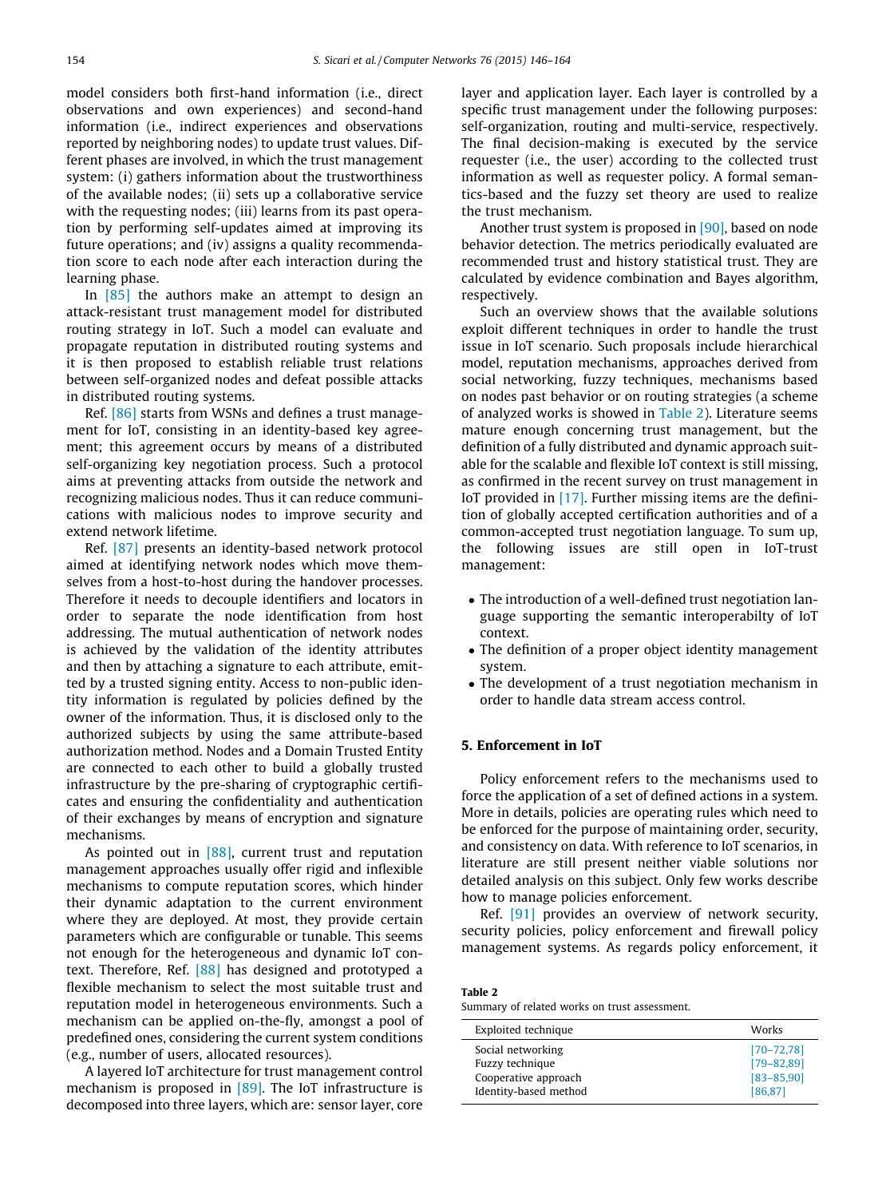model considers both first-hand information (i.e., direct observations and own experiences) and second-hand information (i.e., indirect experiences and observations reported by neighboring nodes) to update trust values. Different phases are involved, in which the trust management system: (i) gathers information about the trustworthiness of the available nodes; (ii) sets up a collaborative service with the requesting nodes; (iii) learns from its past operation by performing self-updates aimed at improving its future operations; and (iv) assigns a quality recommendation score to each node after each interaction during the learning phase.

In [85] the authors make an attempt to design an attack-resistant trust management model for distributed routing strategy in IoT. Such a model can evaluate and propagate reputation in distributed routing systems and it is then proposed to establish reliable trust relations between self-organized nodes and defeat possible attacks in distributed routing systems.

Ref. [86] starts from WSNs and defines a trust management for IoT, consisting in an identity-based key agreement; this agreement occurs by means of a distributed self-organizing key negotiation process. Such a protocol aims at preventing attacks from outside the network and recognizing malicious nodes. Thus it can reduce communications with malicious nodes to improve security and extend network lifetime.

Ref. [87] presents an identity-based network protocol aimed at identifying network nodes which move themselves from a host-to-host during the handover processes. Therefore it needs to decouple identifiers and locators in order to separate the node identification from host addressing. The mutual authentication of network nodes is achieved by the validation of the identity attributes and then by attaching a signature to each attribute, emitted by a trusted signing entity. Access to non-public identity information is regulated by policies defined by the owner of the information. Thus, it is disclosed only to the authorized subjects by using the same attribute-based authorization method. Nodes and a Domain Trusted Entity are connected to each other to build a globally trusted infrastructure by the pre-sharing of cryptographic certificates and ensuring the confidentiality and authentication of their exchanges by means of encryption and signature mechanisms.

As pointed out in [88], current trust and reputation management approaches usually offer rigid and inflexible mechanisms to compute reputation scores, which hinder their dynamic adaptation to the current environment where they are deployed. At most, they provide certain parameters which are configurable or tunable. This seems not enough for the heterogeneous and dynamic IoT context. Therefore, Ref. [88] has designed and prototyped a flexible mechanism to select the most suitable trust and reputation model in heterogeneous environments. Such a mechanism can be applied on-the-fly, amongst a pool of predefined ones, considering the current system conditions (e.g., number of users, allocated resources).

A layered IoT architecture for trust management control mechanism is proposed in [89]. The IoT infrastructure is decomposed into three layers, which are: sensor layer, core layer and application layer. Each layer is controlled by a specific trust management under the following purposes: self-organization, routing and multi-service, respectively. The final decision-making is executed by the service requester (i.e., the user) according to the collected trust information as well as requester policy. A formal semantics-based and the fuzzy set theory are used to realize the trust mechanism.

Another trust system is proposed in [90], based on node behavior detection. The metrics periodically evaluated are recommended trust and history statistical trust. They are calculated by evidence combination and Bayes algorithm, respectively.

Such an overview shows that the available solutions exploit different techniques in order to handle the trust issue in IoT scenario. Such proposals include hierarchical model, reputation mechanisms, approaches derived from social networking, fuzzy techniques, mechanisms based on nodes past behavior or on routing strategies (a scheme of analyzed works is showed in Table 2). Literature seems mature enough concerning trust management, but the definition of a fully distributed and dynamic approach suitable for the scalable and flexible IoT context is still missing, as confirmed in the recent survey on trust management in IoT provided in [17]. Further missing items are the definition of globally accepted certification authorities and of a common-accepted trust negotiation language. To sum up, the following issues are still open in IoT-trust management:

- The introduction of a well-defined trust negotiation language supporting the semantic interoperabilty of IoT context.
- The definition of a proper object identity management system.
- The development of a trust negotiation mechanism in order to handle data stream access control.

## 5. Enforcement in IoT

Policy enforcement refers to the mechanisms used to force the application of a set of defined actions in a system. More in details, policies are operating rules which need to be enforced for the purpose of maintaining order, security, and consistency on data. With reference to IoT scenarios, in literature are still present neither viable solutions nor detailed analysis on this subject. Only few works describe how to manage policies enforcement.

Ref. [91] provides an overview of network security, security policies, policy enforcement and firewall policy management systems. As regards policy enforcement, it

**Table 2**
Summary of related works on trust assessment.

| Exploited technique | Works |
|---|---|
| Social networking | [70–72,78] |
| Fuzzy technique | [79–82,89] |
| Cooperative approach | [83–85,90] |
| Identity-based method | [86,87] |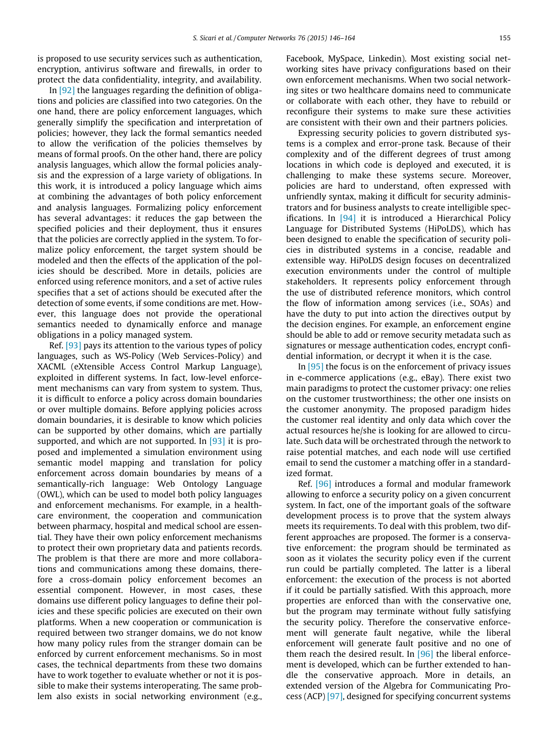is proposed to use security services such as authentication, encryption, antivirus software and firewalls, in order to protect the data confidentiality, integrity, and availability.

In [92] the languages regarding the definition of obligations and policies are classified into two categories. On the one hand, there are policy enforcement languages, which generally simplify the specification and interpretation of policies; however, they lack the formal semantics needed to allow the verification of the policies themselves by means of formal proofs. On the other hand, there are policy analysis languages, which allow the formal policies analysis and the expression of a large variety of obligations. In this work, it is introduced a policy language which aims at combining the advantages of both policy enforcement and analysis languages. Formalizing policy enforcement has several advantages: it reduces the gap between the specified policies and their deployment, thus it ensures that the policies are correctly applied in the system. To formalize policy enforcement, the target system should be modeled and then the effects of the application of the policies should be described. More in details, policies are enforced using reference monitors, and a set of active rules specifies that a set of actions should be executed after the detection of some events, if some conditions are met. However, this language does not provide the operational semantics needed to dynamically enforce and manage obligations in a policy managed system.

Ref. [93] pays its attention to the various types of policy languages, such as WS-Policy (Web Services-Policy) and XACML (eXtensible Access Control Markup Language), exploited in different systems. In fact, low-level enforcement mechanisms can vary from system to system. Thus, it is difficult to enforce a policy across domain boundaries or over multiple domains. Before applying policies across domain boundaries, it is desirable to know which policies can be supported by other domains, which are partially supported, and which are not supported. In [93] it is proposed and implemented a simulation environment using semantic model mapping and translation for policy enforcement across domain boundaries by means of a semantically-rich language: Web Ontology Language (OWL), which can be used to model both policy languages and enforcement mechanisms. For example, in a healthcare environment, the cooperation and communication between pharmacy, hospital and medical school are essential. They have their own policy enforcement mechanisms to protect their own proprietary data and patients records. The problem is that there are more and more collaborations and communications among these domains, therefore a cross-domain policy enforcement becomes an essential component. However, in most cases, these domains use different policy languages to define their policies and these specific policies are executed on their own platforms. When a new cooperation or communication is required between two stranger domains, we do not know how many policy rules from the stranger domain can be enforced by current enforcement mechanisms. So in most cases, the technical departments from these two domains have to work together to evaluate whether or not it is possible to make their systems interoperating. The same problem also exists in social networking environment (e.g., Facebook, MySpace, Linkedin). Most existing social networking sites have privacy configurations based on their own enforcement mechanisms. When two social networking sites or two healthcare domains need to communicate or collaborate with each other, they have to rebuild or reconfigure their systems to make sure these activities are consistent with their own and their partners policies.

Expressing security policies to govern distributed systems is a complex and error-prone task. Because of their complexity and of the different degrees of trust among locations in which code is deployed and executed, it is challenging to make these systems secure. Moreover, policies are hard to understand, often expressed with unfriendly syntax, making it difficult for security administrators and for business analysts to create intelligible specifications. In [94] it is introduced a Hierarchical Policy Language for Distributed Systems (HiPoLDS), which has been designed to enable the specification of security policies in distributed systems in a concise, readable and extensible way. HiPoLDS design focuses on decentralized execution environments under the control of multiple stakeholders. It represents policy enforcement through the use of distributed reference monitors, which control the flow of information among services (i.e., SOAs) and have the duty to put into action the directives output by the decision engines. For example, an enforcement engine should be able to add or remove security metadata such as signatures or message authentication codes, encrypt confidential information, or decrypt it when it is the case.

In [95] the focus is on the enforcement of privacy issues in e-commerce applications (e.g., eBay). There exist two main paradigms to protect the customer privacy: one relies on the customer trustworthiness; the other one insists on the customer anonymity. The proposed paradigm hides the customer real identity and only data which cover the actual resources he/she is looking for are allowed to circulate. Such data will be orchestrated through the network to raise potential matches, and each node will use certified email to send the customer a matching offer in a standardized format.

Ref. [96] introduces a formal and modular framework allowing to enforce a security policy on a given concurrent system. In fact, one of the important goals of the software development process is to prove that the system always meets its requirements. To deal with this problem, two different approaches are proposed. The former is a conservative enforcement: the program should be terminated as soon as it violates the security policy even if the current run could be partially completed. The latter is a liberal enforcement: the execution of the process is not aborted if it could be partially satisfied. With this approach, more properties are enforced than with the conservative one, but the program may terminate without fully satisfying the security policy. Therefore the conservative enforcement will generate fault negative, while the liberal enforcement will generate fault positive and no one of them reach the desired result. In [96] the liberal enforcement is developed, which can be further extended to handle the conservative approach. More in details, an extended version of the Algebra for Communicating Process (ACP) [97], designed for specifying concurrent systems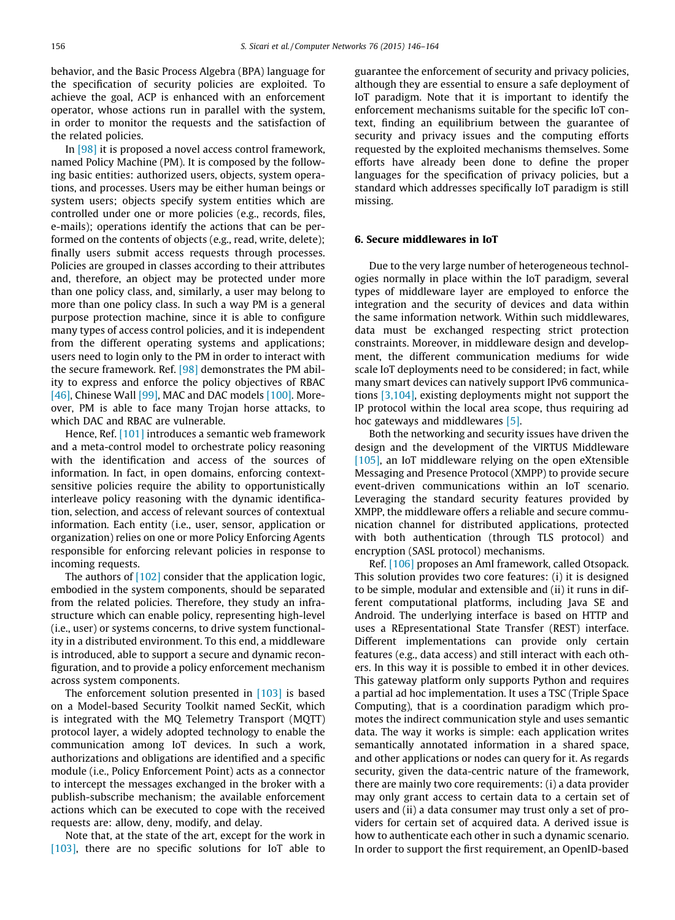behavior, and the Basic Process Algebra (BPA) language for the specification of security policies are exploited. To achieve the goal, ACP is enhanced with an enforcement operator, whose actions run in parallel with the system, in order to monitor the requests and the satisfaction of the related policies.

In [98] it is proposed a novel access control framework, named Policy Machine (PM). It is composed by the following basic entities: authorized users, objects, system operations, and processes. Users may be either human beings or system users; objects specify system entities which are controlled under one or more policies (e.g., records, files, e-mails); operations identify the actions that can be performed on the contents of objects (e.g., read, write, delete); finally users submit access requests through processes. Policies are grouped in classes according to their attributes and, therefore, an object may be protected under more than one policy class, and, similarly, a user may belong to more than one policy class. In such a way PM is a general purpose protection machine, since it is able to configure many types of access control policies, and it is independent from the different operating systems and applications; users need to login only to the PM in order to interact with the secure framework. Ref. [98] demonstrates the PM ability to express and enforce the policy objectives of RBAC [46], Chinese Wall [99], MAC and DAC models [100]. Moreover, PM is able to face many Trojan horse attacks, to which DAC and RBAC are vulnerable.

Hence, Ref. [101] introduces a semantic web framework and a meta-control model to orchestrate policy reasoning with the identification and access of the sources of information. In fact, in open domains, enforcing context-sensitive policies require the ability to opportunistically interleave policy reasoning with the dynamic identification, selection, and access of relevant sources of contextual information. Each entity (i.e., user, sensor, application or organization) relies on one or more Policy Enforcing Agents responsible for enforcing relevant policies in response to incoming requests.

The authors of [102] consider that the application logic, embodied in the system components, should be separated from the related policies. Therefore, they study an infrastructure which can enable policy, representing high-level (i.e., user) or systems concerns, to drive system functionality in a distributed environment. To this end, a middleware is introduced, able to support a secure and dynamic reconfiguration, and to provide a policy enforcement mechanism across system components.

The enforcement solution presented in [103] is based on a Model-based Security Toolkit named SecKit, which is integrated with the MQ Telemetry Transport (MQTT) protocol layer, a widely adopted technology to enable the communication among IoT devices. In such a work, authorizations and obligations are identified and a specific module (i.e., Policy Enforcement Point) acts as a connector to intercept the messages exchanged in the broker with a publish-subscribe mechanism; the available enforcement actions which can be executed to cope with the received requests are: allow, deny, modify, and delay.

Note that, at the state of the art, except for the work in [103], there are no specific solutions for IoT able to guarantee the enforcement of security and privacy policies, although they are essential to ensure a safe deployment of IoT paradigm. Note that it is important to identify the enforcement mechanisms suitable for the specific IoT context, finding an equilibrium between the guarantee of security and privacy issues and the computing efforts requested by the exploited mechanisms themselves. Some efforts have already been done to define the proper languages for the specification of privacy policies, but a standard which addresses specifically IoT paradigm is still missing.

## 6. Secure middlewares in IoT

Due to the very large number of heterogeneous technologies normally in place within the IoT paradigm, several types of middleware layer are employed to enforce the integration and the security of devices and data within the same information network. Within such middlewares, data must be exchanged respecting strict protection constraints. Moreover, in middleware design and development, the different communication mediums for wide scale IoT deployments need to be considered; in fact, while many smart devices can natively support IPv6 communications [3,104], existing deployments might not support the IP protocol within the local area scope, thus requiring ad hoc gateways and middlewares [5].

Both the networking and security issues have driven the design and the development of the VIRTUS Middleware [105], an IoT middleware relying on the open eXtensible Messaging and Presence Protocol (XMPP) to provide secure event-driven communications within an IoT scenario. Leveraging the standard security features provided by XMPP, the middleware offers a reliable and secure communication channel for distributed applications, protected with both authentication (through TLS protocol) and encryption (SASL protocol) mechanisms.

Ref. [106] proposes an AmI framework, called Otsopack. This solution provides two core features: (i) it is designed to be simple, modular and extensible and (ii) it runs in different computational platforms, including Java SE and Android. The underlying interface is based on HTTP and uses a REpresentational State Transfer (REST) interface. Different implementations can provide only certain features (e.g., data access) and still interact with each others. In this way it is possible to embed it in other devices. This gateway platform only supports Python and requires a partial ad hoc implementation. It uses a TSC (Triple Space Computing), that is a coordination paradigm which promotes the indirect communication style and uses semantic data. The way it works is simple: each application writes semantically annotated information in a shared space, and other applications or nodes can query for it. As regards security, given the data-centric nature of the framework, there are mainly two core requirements: (i) a data provider may only grant access to certain data to a certain set of users and (ii) a data consumer may trust only a set of providers for certain set of acquired data. A derived issue is how to authenticate each other in such a dynamic scenario. In order to support the first requirement, an OpenID-based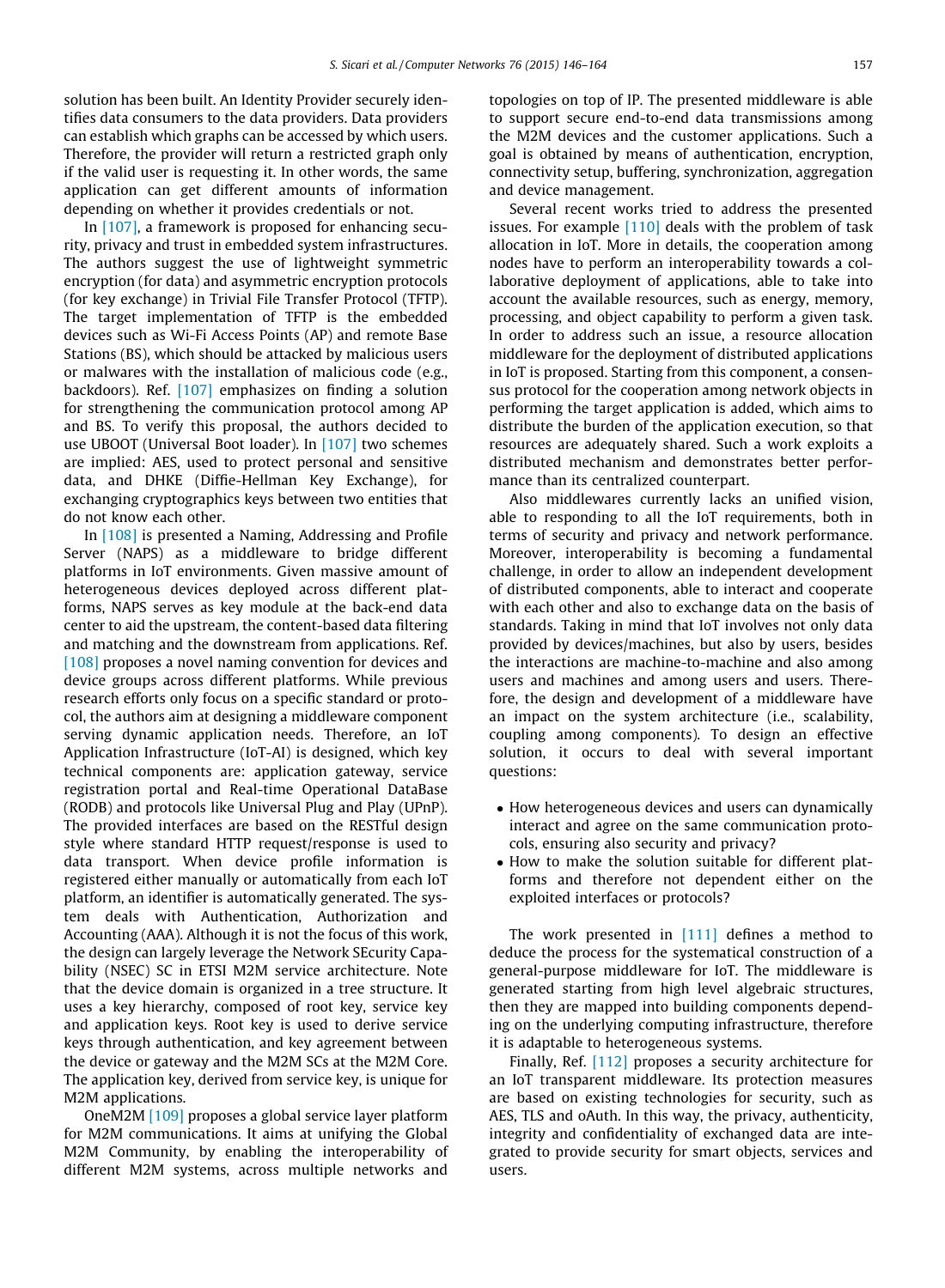solution has been built. An Identity Provider securely identifies data consumers to the data providers. Data providers can establish which graphs can be accessed by which users. Therefore, the provider will return a restricted graph only if the valid user is requesting it. In other words, the same application can get different amounts of information depending on whether it provides credentials or not.

In [107], a framework is proposed for enhancing security, privacy and trust in embedded system infrastructures. The authors suggest the use of lightweight symmetric encryption (for data) and asymmetric encryption protocols (for key exchange) in Trivial File Transfer Protocol (TFTP). The target implementation of TFTP is the embedded devices such as Wi-Fi Access Points (AP) and remote Base Stations (BS), which should be attacked by malicious users or malwares with the installation of malicious code (e.g., backdoors). Ref. [107] emphasizes on finding a solution for strengthening the communication protocol among AP and BS. To verify this proposal, the authors decided to use UBOOT (Universal Boot loader). In [107] two schemes are implied: AES, used to protect personal and sensitive data, and DHKE (Diffie-Hellman Key Exchange), for exchanging cryptographics keys between two entities that do not know each other.

In [108] is presented a Naming, Addressing and Profile Server (NAPS) as a middleware to bridge different platforms in IoT environments. Given massive amount of heterogeneous devices deployed across different platforms, NAPS serves as key module at the back-end data center to aid the upstream, the content-based data filtering and matching and the downstream from applications. Ref. [108] proposes a novel naming convention for devices and device groups across different platforms. While previous research efforts only focus on a specific standard or protocol, the authors aim at designing a middleware component serving dynamic application needs. Therefore, an IoT Application Infrastructure (IoT-AI) is designed, which key technical components are: application gateway, service registration portal and Real-time Operational DataBase (RODB) and protocols like Universal Plug and Play (UPnP). The provided interfaces are based on the RESTful design style where standard HTTP request/response is used to data transport. When device profile information is registered either manually or automatically from each IoT platform, an identifier is automatically generated. The system deals with Authentication, Authorization and Accounting (AAA). Although it is not the focus of this work, the design can largely leverage the Network SEcurity Capability (NSEC) SC in ETSI M2M service architecture. Note that the device domain is organized in a tree structure. It uses a key hierarchy, composed of root key, service key and application keys. Root key is used to derive service keys through authentication, and key agreement between the device or gateway and the M2M SCs at the M2M Core. The application key, derived from service key, is unique for M2M applications.

OneM2M [109] proposes a global service layer platform for M2M communications. It aims at unifying the Global M2M Community, by enabling the interoperability of different M2M systems, across multiple networks and topologies on top of IP. The presented middleware is able to support secure end-to-end data transmissions among the M2M devices and the customer applications. Such a goal is obtained by means of authentication, encryption, connectivity setup, buffering, synchronization, aggregation and device management.

Several recent works tried to address the presented issues. For example [110] deals with the problem of task allocation in IoT. More in details, the cooperation among nodes have to perform an interoperability towards a collaborative deployment of applications, able to take into account the available resources, such as energy, memory, processing, and object capability to perform a given task. In order to address such an issue, a resource allocation middleware for the deployment of distributed applications in IoT is proposed. Starting from this component, a consensus protocol for the cooperation among network objects in performing the target application is added, which aims to distribute the burden of the application execution, so that resources are adequately shared. Such a work exploits a distributed mechanism and demonstrates better performance than its centralized counterpart.

Also middlewares currently lacks an unified vision, able to responding to all the IoT requirements, both in terms of security and privacy and network performance. Moreover, interoperability is becoming a fundamental challenge, in order to allow an independent development of distributed components, able to interact and cooperate with each other and also to exchange data on the basis of standards. Taking in mind that IoT involves not only data provided by devices/machines, but also by users, besides the interactions are machine-to-machine and also among users and machines and among users and users. Therefore, the design and development of a middleware have an impact on the system architecture (i.e., scalability, coupling among components). To design an effective solution, it occurs to deal with several important questions:

- How heterogeneous devices and users can dynamically interact and agree on the same communication protocols, ensuring also security and privacy?
- How to make the solution suitable for different platforms and therefore not dependent either on the exploited interfaces or protocols?

The work presented in [111] defines a method to deduce the process for the systematical construction of a general-purpose middleware for IoT. The middleware is generated starting from high level algebraic structures, then they are mapped into building components depending on the underlying computing infrastructure, therefore it is adaptable to heterogeneous systems.

Finally, Ref. [112] proposes a security architecture for an IoT transparent middleware. Its protection measures are based on existing technologies for security, such as AES, TLS and oAuth. In this way, the privacy, authenticity, integrity and confidentiality of exchanged data are integrated to provide security for smart objects, services and users.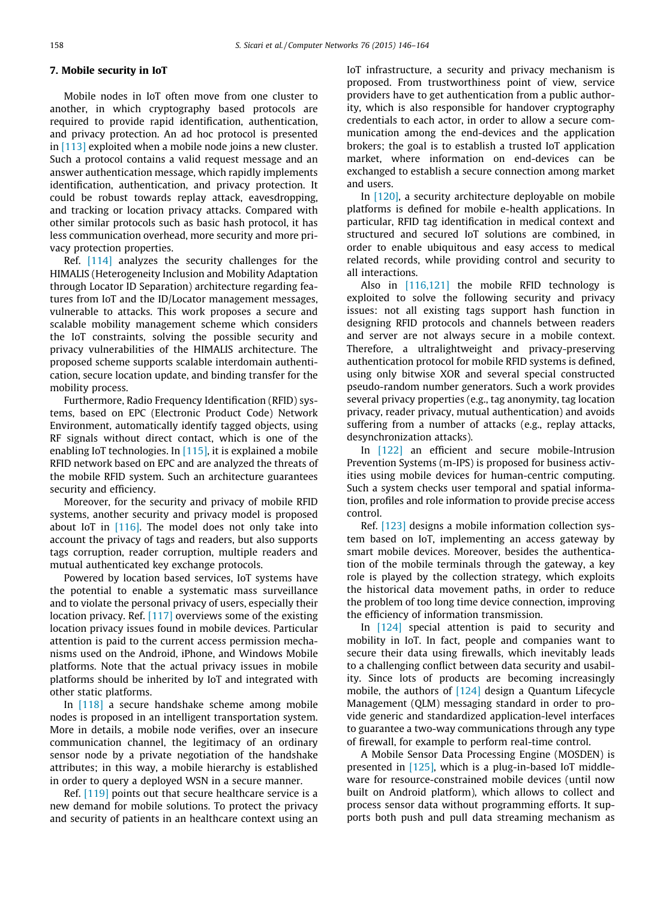## 7. Mobile security in IoT

Mobile nodes in IoT often move from one cluster to another, in which cryptography based protocols are required to provide rapid identification, authentication, and privacy protection. An ad hoc protocol is presented in [113] exploited when a mobile node joins a new cluster. Such a protocol contains a valid request message and an answer authentication message, which rapidly implements identification, authentication, and privacy protection. It could be robust towards replay attack, eavesdropping, and tracking or location privacy attacks. Compared with other similar protocols such as basic hash protocol, it has less communication overhead, more security and more privacy protection properties.

Ref. [114] analyzes the security challenges for the HIMALIS (Heterogeneity Inclusion and Mobility Adaptation through Locator ID Separation) architecture regarding features from IoT and the ID/Locator management messages, vulnerable to attacks. This work proposes a secure and scalable mobility management scheme which considers the IoT constraints, solving the possible security and privacy vulnerabilities of the HIMALIS architecture. The proposed scheme supports scalable interdomain authentication, secure location update, and binding transfer for the mobility process.

Furthermore, Radio Frequency Identification (RFID) systems, based on EPC (Electronic Product Code) Network Environment, automatically identify tagged objects, using RF signals without direct contact, which is one of the enabling IoT technologies. In [115], it is explained a mobile RFID network based on EPC and are analyzed the threats of the mobile RFID system. Such an architecture guarantees security and efficiency.

Moreover, for the security and privacy of mobile RFID systems, another security and privacy model is proposed about IoT in [116]. The model does not only take into account the privacy of tags and readers, but also supports tags corruption, reader corruption, multiple readers and mutual authenticated key exchange protocols.

Powered by location based services, IoT systems have the potential to enable a systematic mass surveillance and to violate the personal privacy of users, especially their location privacy. Ref. [117] overviews some of the existing location privacy issues found in mobile devices. Particular attention is paid to the current access permission mechanisms used on the Android, iPhone, and Windows Mobile platforms. Note that the actual privacy issues in mobile platforms should be inherited by IoT and integrated with other static platforms.

In [118] a secure handshake scheme among mobile nodes is proposed in an intelligent transportation system. More in details, a mobile node verifies, over an insecure communication channel, the legitimacy of an ordinary sensor node by a private negotiation of the handshake attributes; in this way, a mobile hierarchy is established in order to query a deployed WSN in a secure manner.

Ref. [119] points out that secure healthcare service is a new demand for mobile solutions. To protect the privacy and security of patients in an healthcare context using an IoT infrastructure, a security and privacy mechanism is proposed. From trustworthiness point of view, service providers have to get authentication from a public authority, which is also responsible for handover cryptography credentials to each actor, in order to allow a secure communication among the end-devices and the application brokers; the goal is to establish a trusted IoT application market, where information on end-devices can be exchanged to establish a secure connection among market and users.

In [120], a security architecture deployable on mobile platforms is defined for mobile e-health applications. In particular, RFID tag identification in medical context and structured and secured IoT solutions are combined, in order to enable ubiquitous and easy access to medical related records, while providing control and security to all interactions.

Also in [116,121] the mobile RFID technology is exploited to solve the following security and privacy issues: not all existing tags support hash function in designing RFID protocols and channels between readers and server are not always secure in a mobile context. Therefore, a ultralightweight and privacy-preserving authentication protocol for mobile RFID systems is defined, using only bitwise XOR and several special constructed pseudo-random number generators. Such a work provides several privacy properties (e.g., tag anonymity, tag location privacy, reader privacy, mutual authentication) and avoids suffering from a number of attacks (e.g., replay attacks, desynchronization attacks).

In [122] an efficient and secure mobile-Intrusion Prevention Systems (m-IPS) is proposed for business activities using mobile devices for human-centric computing. Such a system checks user temporal and spatial information, profiles and role information to provide precise access control.

Ref. [123] designs a mobile information collection system based on IoT, implementing an access gateway by smart mobile devices. Moreover, besides the authentication of the mobile terminals through the gateway, a key role is played by the collection strategy, which exploits the historical data movement paths, in order to reduce the problem of too long time device connection, improving the efficiency of information transmission.

In [124] special attention is paid to security and mobility in IoT. In fact, people and companies want to secure their data using firewalls, which inevitably leads to a challenging conflict between data security and usability. Since lots of products are becoming increasingly mobile, the authors of [124] design a Quantum Lifecycle Management (QLM) messaging standard in order to provide generic and standardized application-level interfaces to guarantee a two-way communications through any type of firewall, for example to perform real-time control.

A Mobile Sensor Data Processing Engine (MOSDEN) is presented in [125], which is a plug-in-based IoT middleware for resource-constrained mobile devices (until now built on Android platform), which allows to collect and process sensor data without programming efforts. It supports both push and pull data streaming mechanism as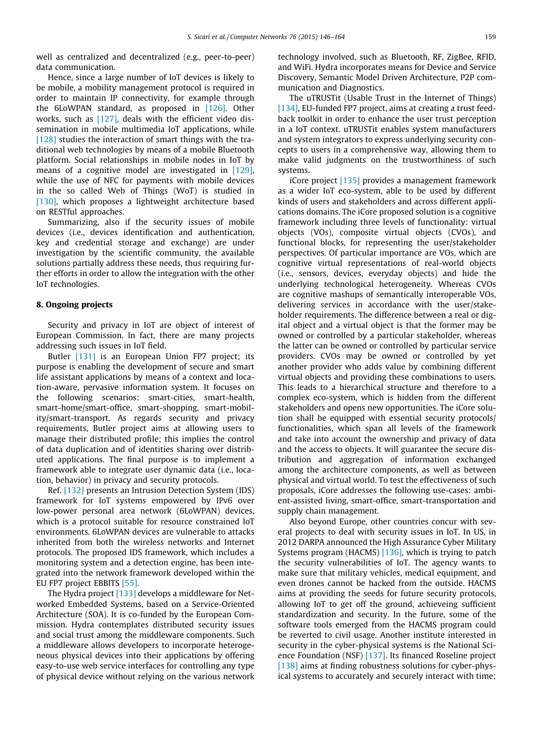well as centralized and decentralized (e.g., peer-to-peer) data communication.

Hence, since a large number of IoT devices is likely to be mobile, a mobility management protocol is required in order to maintain IP connectivity, for example through the 6LoWPAN standard, as proposed in [126]. Other works, such as [127], deals with the efficient video dissemination in mobile multimedia IoT applications, while [128] studies the interaction of smart things with the traditional web technologies by means of a mobile Bluetooth platform. Social relationships in mobile nodes in IoT by means of a cognitive model are investigated in [129], while the use of NFC for payments with mobile devices in the so called Web of Things (WoT) is studied in [130], which proposes a lightweight architecture based on RESTful approaches.

Summarizing, also if the security issues of mobile devices (i.e., devices identification and authentication, key and credential storage and exchange) are under investigation by the scientific community, the available solutions partially address these needs, thus requiring further efforts in order to allow the integration with the other IoT technologies.

## 8. Ongoing projects

Security and privacy in IoT are object of interest of European Commission. In fact, there are many projects addressing such issues in IoT field.

Butler [131] is an European Union FP7 project; its purpose is enabling the development of secure and smart life assistant applications by means of a context and location-aware, pervasive information system. It focuses on the following scenarios: smart-cities, smart-health, smart-home/smart-office, smart-shopping, smart-mobility/smart-transport. As regards security and privacy requirements, Butler project aims at allowing users to manage their distributed profile; this implies the control of data duplication and of identities sharing over distributed applications. The final purpose is to implement a framework able to integrate user dynamic data (i.e., location, behavior) in privacy and security protocols.

Ref. [132] presents an Intrusion Detection System (IDS) framework for IoT systems empowered by IPv6 over low-power personal area network (6LoWPAN) devices, which is a protocol suitable for resource constrained IoT environments. 6LoWPAN devices are vulnerable to attacks inherited from both the wireless networks and Internet protocols. The proposed IDS framework, which includes a monitoring system and a detection engine, has been integrated into the network framework developed within the EU FP7 project EBBITS [55].

The Hydra project [133] develops a middleware for Networked Embedded Systems, based on a Service-Oriented Architecture (SOA). It is co-funded by the European Commission. Hydra contemplates distributed security issues and social trust among the middleware components. Such a middleware allows developers to incorporate heterogeneous physical devices into their applications by offering easy-to-use web service interfaces for controlling any type of physical device without relying on the various network technology involved, such as Bluetooth, RF, ZigBee, RFID, and WiFi. Hydra incorporates means for Device and Service Discovery, Semantic Model Driven Architecture, P2P communication and Diagnostics.

The uTRUSTit (Usable Trust in the Internet of Things) [134], EU-funded FP7 project, aims at creating a trust feedback toolkit in order to enhance the user trust perception in a IoT context. uTRUSTit enables system manufacturers and system integrators to express underlying security concepts to users in a comprehensive way, allowing them to make valid judgments on the trustworthiness of such systems.

iCore project [135] provides a management framework as a wider IoT eco-system, able to be used by different kinds of users and stakeholders and across different applications domains. The iCore proposed solution is a cognitive framework including three levels of functionality: virtual objects (VOs), composite virtual objects (CVOs), and functional blocks, for representing the user/stakeholder perspectives. Of particular importance are VOs, which are cognitive virtual representations of real-world objects (i.e., sensors, devices, everyday objects) and hide the underlying technological heterogeneity. Whereas CVOs are cognitive mashups of semantically interoperable VOs, delivering services in accordance with the user/stakeholder requirements. The difference between a real or digital object and a virtual object is that the former may be owned or controlled by a particular stakeholder, whereas the latter can be owned or controlled by particular service providers. CVOs may be owned or controlled by yet another provider who adds value by combining different virtual objects and providing these combinations to users. This leads to a hierarchical structure and therefore to a complex eco-system, which is hidden from the different stakeholders and opens new opportunities. The iCore solution shall be equipped with essential security protocols/functionalities, which span all levels of the framework and take into account the ownership and privacy of data and the access to objects. It will guarantee the secure distribution and aggregation of information exchanged among the architecture components, as well as between physical and virtual world. To test the effectiveness of such proposals, iCore addresses the following use-cases: ambient-assisted living, smart-office, smart-transportation and supply chain management.

Also beyond Europe, other countries concur with several projects to deal with security issues in IoT. In US, in 2012 DARPA announced the High Assurance Cyber Military Systems program (HACMS) [136], which is trying to patch the security vulnerabilities of IoT. The agency wants to make sure that military vehicles, medical equipment, and even drones cannot be hacked from the outside. HACMS aims at providing the seeds for future security protocols, allowing IoT to get off the ground, achieveing sufficient standardization and security. In the future, some of the software tools emerged from the HACMS program could be reverted to civil usage. Another institute interested in security in the cyber-physical systems is the National Science Foundation (NSF) [137]. Its financed Roseline project [138] aims at finding robustness solutions for cyber-physical systems to accurately and securely interact with time;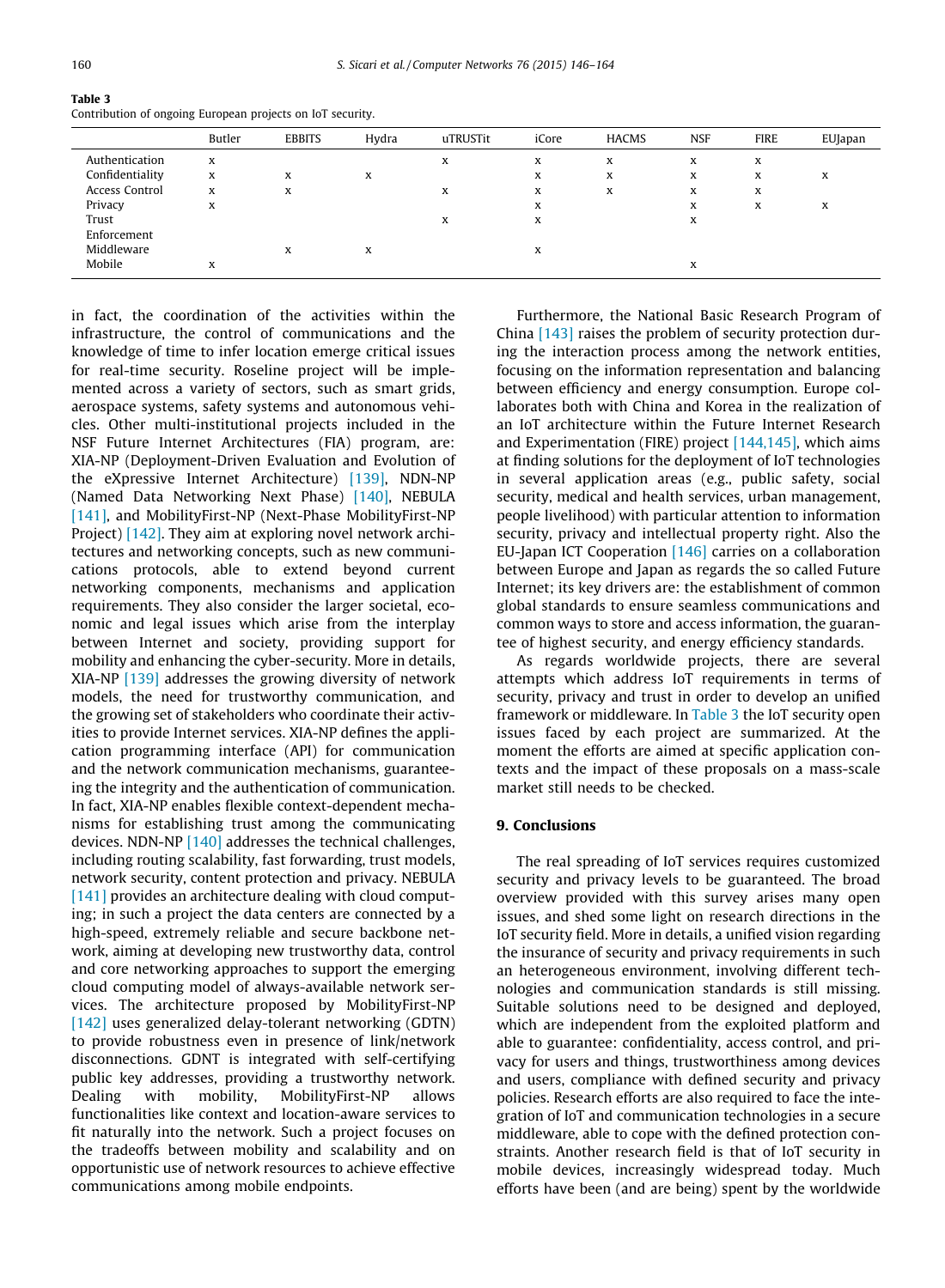Table 3
Contribution of ongoing European projects on IoT security.

| | Butler | EBBITS | Hydra | uTRUSTit | iCore | HACMS | NSF | FIRE | EUJapan |
|---|---|---|---|---|---|---|---|---|---|
| Authentication | x | | | x | x | x | x | x | |
| Confidentiality | x | x | x | | x | x | x | x | x |
| Access Control | x | x | | x | x | x | x | x | |
| Privacy | x | | | | x | | x | x | x |
| Trust | | | | x | x | | x | | |
| Enforcement | | | | | | | | | |
| Middleware | | x | x | | x | | | | |
| Mobile | x | | | | | | x | | |

in fact, the coordination of the activities within the infrastructure, the control of communications and the knowledge of time to infer location emerge critical issues for real-time security. Roseline project will be implemented across a variety of sectors, such as smart grids, aerospace systems, safety systems and autonomous vehicles. Other multi-institutional projects included in the NSF Future Internet Architectures (FIA) program, are: XIA-NP (Deployment-Driven Evaluation and Evolution of the eXpressive Internet Architecture) [139], NDN-NP (Named Data Networking Next Phase) [140], NEBULA [141], and MobilityFirst-NP (Next-Phase MobilityFirst-NP Project) [142]. They aim at exploring novel network architectures and networking concepts, such as new communications protocols, able to extend beyond current networking components, mechanisms and application requirements. They also consider the larger societal, economic and legal issues which arise from the interplay between Internet and society, providing support for mobility and enhancing the cyber-security. More in details, XIA-NP [139] addresses the growing diversity of network models, the need for trustworthy communication, and the growing set of stakeholders who coordinate their activities to provide Internet services. XIA-NP defines the application programming interface (API) for communication and the network communication mechanisms, guaranteeing the integrity and the authentication of communication. In fact, XIA-NP enables flexible context-dependent mechanisms for establishing trust among the communicating devices. NDN-NP [140] addresses the technical challenges, including routing scalability, fast forwarding, trust models, network security, content protection and privacy. NEBULA [141] provides an architecture dealing with cloud computing; in such a project the data centers are connected by a high-speed, extremely reliable and secure backbone network, aiming at developing new trustworthy data, control and core networking approaches to support the emerging cloud computing model of always-available network services. The architecture proposed by MobilityFirst-NP [142] uses generalized delay-tolerant networking (GDTN) to provide robustness even in presence of link/network disconnections. GDNT is integrated with self-certifying public key addresses, providing a trustworthy network. Dealing with mobility, MobilityFirst-NP allows functionalities like context and location-aware services to fit naturally into the network. Such a project focuses on the tradeoffs between mobility and scalability and on opportunistic use of network resources to achieve effective communications among mobile endpoints.

Furthermore, the National Basic Research Program of China [143] raises the problem of security protection during the interaction process among the network entities, focusing on the information representation and balancing between efficiency and energy consumption. Europe collaborates both with China and Korea in the realization of an IoT architecture within the Future Internet Research and Experimentation (FIRE) project [144,145], which aims at finding solutions for the deployment of IoT technologies in several application areas (e.g., public safety, social security, medical and health services, urban management, people livelihood) with particular attention to information security, privacy and intellectual property right. Also the EU-Japan ICT Cooperation [146] carries on a collaboration between Europe and Japan as regards the so called Future Internet; its key drivers are: the establishment of common global standards to ensure seamless communications and common ways to store and access information, the guarantee of highest security, and energy efficiency standards.

As regards worldwide projects, there are several attempts which address IoT requirements in terms of security, privacy and trust in order to develop an unified framework or middleware. In Table 3 the IoT security open issues faced by each project are summarized. At the moment the efforts are aimed at specific application contexts and the impact of these proposals on a mass-scale market still needs to be checked.

## 9. Conclusions

The real spreading of IoT services requires customized security and privacy levels to be guaranteed. The broad overview provided with this survey arises many open issues, and shed some light on research directions in the IoT security field. More in details, a unified vision regarding the insurance of security and privacy requirements in such an heterogeneous environment, involving different technologies and communication standards is still missing. Suitable solutions need to be designed and deployed, which are independent from the exploited platform and able to guarantee: confidentiality, access control, and privacy for users and things, trustworthiness among devices and users, compliance with defined security and privacy policies. Research efforts are also required to face the integration of IoT and communication technologies in a secure middleware, able to cope with the defined protection constraints. Another research field is that of IoT security in mobile devices, increasingly widespread today. Much efforts have been (and are being) spent by the worldwide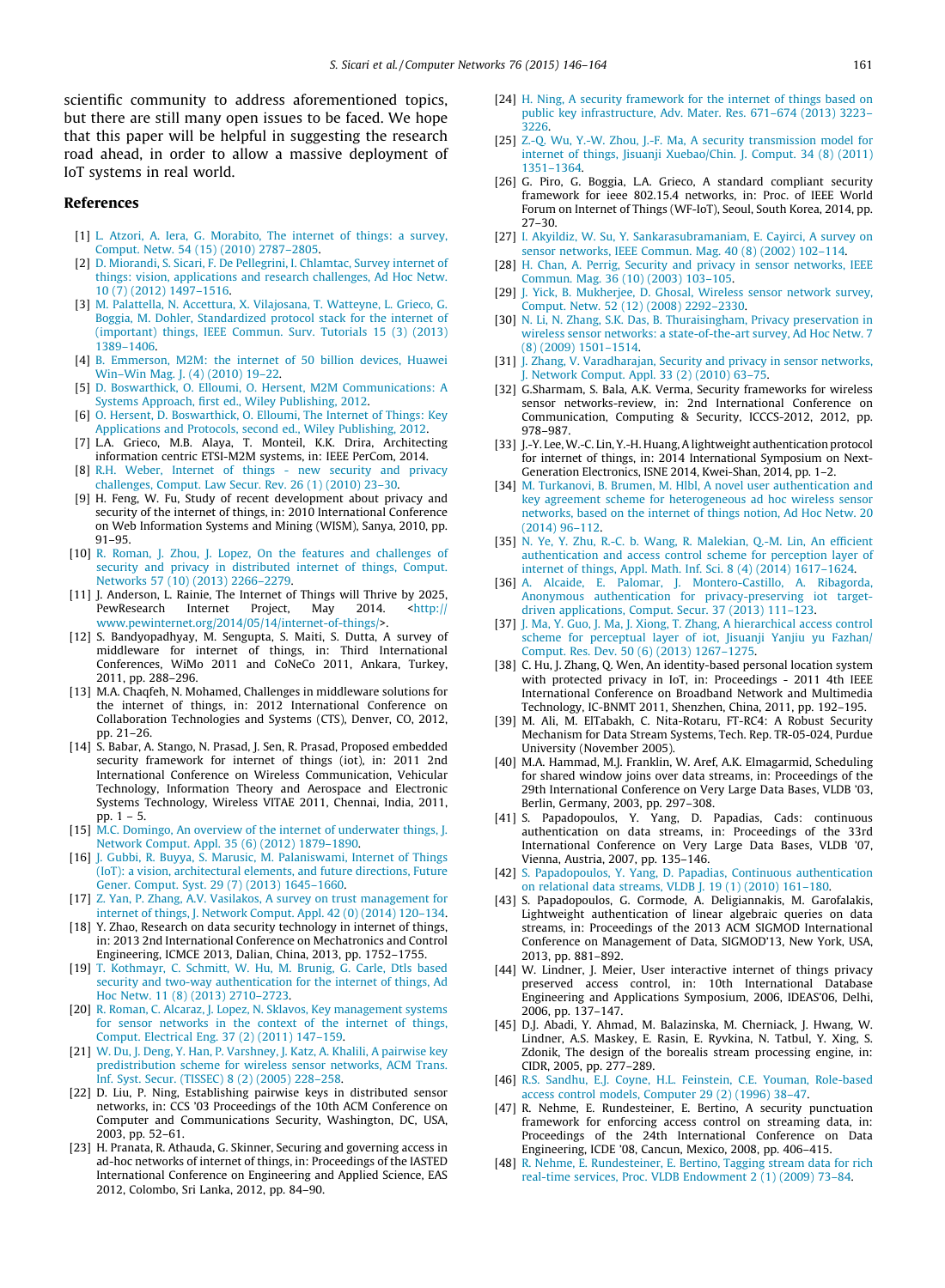scientific community to address aforementioned topics, but there are still many open issues to be faced. We hope that this paper will be helpful in suggesting the research road ahead, in order to allow a massive deployment of IoT systems in real world.

## References

[1] L. Atzori, A. Iera, G. Morabito, The internet of things: a survey, Comput. Netw. 54 (15) (2010) 2787–2805.

[2] D. Miorandi, S. Sicari, F. De Pellegrini, I. Chlamtac, Survey internet of things: vision, applications and research challenges, Ad Hoc Netw. 10 (7) (2012) 1497–1516.

[3] M. Palattella, N. Accettura, X. Vilajosana, T. Watteyne, L. Grieco, G. Boggia, M. Dohler, Standardized protocol stack for the internet of (important) things, IEEE Commun. Surv. Tutorials 15 (3) (2013) 1389–1406.

[4] B. Emmerson, M2M: the internet of 50 billion devices, Huawei Win–Win Mag. J. (4) (2010) 19–22.

[5] D. Boswarthick, O. Elloumi, O. Hersent, M2M Communications: A Systems Approach, first ed., Wiley Publishing, 2012.

[6] O. Hersent, D. Boswarthick, O. Elloumi, The Internet of Things: Key Applications and Protocols, second ed., Wiley Publishing, 2012.

[7] L.A. Grieco, M.B. Alaya, T. Monteil, K.K. Drira, Architecting information centric ETSI-M2M systems, in: IEEE PerCom, 2014.

[8] R.H. Weber, Internet of things - new security and privacy challenges, Comput. Law Secur. Rev. 26 (1) (2010) 23–30.

[9] H. Feng, W. Fu, Study of recent development about privacy and security of the internet of things, in: 2010 International Conference on Web Information Systems and Mining (WISM), Sanya, 2010, pp. 91–95.

[10] R. Roman, J. Zhou, J. Lopez, On the features and challenges of security and privacy in distributed internet of things, Comput. Networks 57 (10) (2013) 2266–2279.

[11] J. Anderson, L. Rainie, The Internet of Things will Thrive by 2025, PewResearch Internet Project, May 2014. <http://www.pewinternet.org/2014/05/14/internet-of-things/>.

[12] S. Bandyopadhyay, M. Sengupta, S. Maiti, S. Dutta, A survey of middleware for internet of things, in: Third International Conferences, WiMo 2011 and CoNeCo 2011, Ankara, Turkey, 2011, pp. 288–296.

[13] M.A. Chaqfeh, N. Mohamed, Challenges in middleware solutions for the internet of things, in: 2012 International Conference on Collaboration Technologies and Systems (CTS), Denver, CO, 2012, pp. 21–26.

[14] S. Babar, A. Stango, N. Prasad, J. Sen, R. Prasad, Proposed embedded security framework for internet of things (iot), in: 2011 2nd International Conference on Wireless Communication, Vehicular Technology, Information Theory and Aerospace and Electronic Systems Technology, Wireless VITAE 2011, Chennai, India, 2011, pp. 1 – 5.

[15] M.C. Domingo, An overview of the internet of underwater things, J. Network Comput. Appl. 35 (6) (2012) 1879–1890.

[16] J. Gubbi, R. Buyya, S. Marusic, M. Palaniswami, Internet of Things (IoT): a vision, architectural elements, and future directions, Future Gener. Comput. Syst. 29 (7) (2013) 1645–1660.

[17] Z. Yan, P. Zhang, A.V. Vasilakos, A survey on trust management for internet of things, J. Network Comput. Appl. 42 (0) (2014) 120–134.

[18] Y. Zhao, Research on data security technology in internet of things, in: 2013 2nd International Conference on Mechatronics and Control Engineering, ICMCE 2013, Dalian, China, 2013, pp. 1752–1755.

[19] T. Kothmayr, C. Schmitt, W. Hu, M. Brunig, G. Carle, Dtls based security and two-way authentication for the internet of things, Ad Hoc Netw. 11 (8) (2013) 2710–2723.

[20] R. Roman, C. Alcaraz, J. Lopez, N. Sklavos, Key management systems for sensor networks in the context of the internet of things, Comput. Electrical Eng. 37 (2) (2011) 147–159.

[21] W. Du, J. Deng, Y. Han, P. Varshney, J. Katz, A. Khalili, A pairwise key predistribution scheme for wireless sensor networks, ACM Trans. Inf. Syst. Secur. (TISSEC) 8 (2) (2005) 228–258.

[22] D. Liu, P. Ning, Establishing pairwise keys in distributed sensor networks, in: CCS '03 Proceedings of the 10th ACM Conference on Computer and Communications Security, Washington, DC, USA, 2003, pp. 52–61.

[23] H. Pranata, R. Athauda, G. Skinner, Securing and governing access in ad-hoc networks of internet of things, in: Proceedings of the IASTED International Conference on Engineering and Applied Science, EAS 2012, Colombo, Sri Lanka, 2012, pp. 84–90.

[24] H. Ning, A security framework for the internet of things based on public key infrastructure, Adv. Mater. Res. 671–674 (2013) 3223–3226.

[25] Z.-Q. Wu, Y.-W. Zhou, J.-F. Ma, A security transmission model for internet of things, Jisuanji Xuebao/Chin. J. Comput. 34 (8) (2011) 1351–1364.

[26] G. Piro, G. Boggia, L.A. Grieco, A standard compliant security framework for ieee 802.15.4 networks, in: Proc. of IEEE World Forum on Internet of Things (WF-IoT), Seoul, South Korea, 2014, pp. 27–30.

[27] I. Akyildiz, W. Su, Y. Sankarasubramaniam, E. Cayirci, A survey on sensor networks, IEEE Commun. Mag. 40 (8) (2002) 102–114.

[28] H. Chan, A. Perrig, Security and privacy in sensor networks, IEEE Commun. Mag. 36 (10) (2003) 103–105.

[29] J. Yick, B. Mukherjee, D. Ghosal, Wireless sensor network survey, Comput. Netw. 52 (12) (2008) 2292–2330.

[30] N. Li, N. Zhang, S.K. Das, B. Thuraisingham, Privacy preservation in wireless sensor networks: a state-of-the-art survey, Ad Hoc Netw. 7 (8) (2009) 1501–1514.

[31] J. Zhang, V. Varadharajan, Security and privacy in sensor networks, J. Network Comput. Appl. 33 (2) (2010) 63–75.

[32] G.Sharmam, S. Bala, A.K. Verma, Security frameworks for wireless sensor networks-review, in: 2nd International Conference on Communication, Computing & Security, ICCCS-2012, 2012, pp. 978–987.

[33] J.-Y. Lee, W.-C. Lin, Y.-H. Huang, A lightweight authentication protocol for internet of things, in: 2014 International Symposium on Next-Generation Electronics, ISNE 2014, Kwei-Shan, 2014, pp. 1–2.

[34] M. Turkanovi, B. Brumen, M. Hlbl, A novel user authentication and key agreement scheme for heterogeneous ad hoc wireless sensor networks, based on the internet of things notion, Ad Hoc Netw. 20 (2014) 96–112.

[35] N. Ye, Y. Zhu, R.-C. b. Wang, R. Malekian, Q.-M. Lin, An efficient authentication and access control scheme for perception layer of internet of things, Appl. Math. Inf. Sci. 8 (4) (2014) 1617–1624.

[36] A. Alcaide, E. Palomar, J. Montero-Castillo, A. Ribagorda, Anonymous authentication for privacy-preserving iot target-driven applications, Comput. Secur. 37 (2013) 111–123.

[37] J. Ma, Y. Guo, J. Ma, J. Xiong, T. Zhang, A hierarchical access control scheme for perceptual layer of iot, Jisuanji Yanjiu yu Fazhan/Comput. Res. Dev. 50 (6) (2013) 1267–1275.

[38] C. Hu, J. Zhang, Q. Wen, An identity-based personal location system with protected privacy in IoT, in: Proceedings - 2011 4th IEEE International Conference on Broadband Network and Multimedia Technology, IC-BNMT 2011, Shenzhen, China, 2011, pp. 192–195.

[39] M. Ali, M. ElTabakh, C. Nita-Rotaru, FT-RC4: A Robust Security Mechanism for Data Stream Systems, Tech. Rep. TR-05-024, Purdue University (November 2005).

[40] M.A. Hammad, M.J. Franklin, W. Aref, A.K. Elmagarmid, Scheduling for shared window joins over data streams, in: Proceedings of the 29th International Conference on Very Large Data Bases, VLDB '03, Berlin, Germany, 2003, pp. 297–308.

[41] S. Papadopoulos, Y. Yang, D. Papadias, Cads: continuous authentication on data streams, in: Proceedings of the 33rd International Conference on Very Large Data Bases, VLDB '07, Vienna, Austria, 2007, pp. 135–146.

[42] S. Papadopoulos, Y. Yang, D. Papadias, Continuous authentication on relational data streams, VLDB J. 19 (1) (2010) 161–180.

[43] S. Papadopoulos, G. Cormode, A. Deligiannakis, M. Garofalakis, Lightweight authentication of linear algebraic queries on data streams, in: Proceedings of the 2013 ACM SIGMOD International Conference on Management of Data, SIGMOD'13, New York, USA, 2013, pp. 881–892.

[44] W. Lindner, J. Meier, User interactive internet of things privacy preserved access control, in: 10th International Database Engineering and Applications Symposium, 2006, IDEAS'06, Delhi, 2006, pp. 137–147.

[45] D.J. Abadi, Y. Ahmad, M. Balazinska, M. Cherniack, J. Hwang, W. Lindner, A.S. Maskey, E. Rasin, E. Ryvkina, N. Tatbul, Y. Xing, S. Zdonik, The design of the borealis stream processing engine, in: CIDR, 2005, pp. 277–289.

[46] R.S. Sandhu, E.J. Coyne, H.L. Feinstein, C.E. Youman, Role-based access control models, Computer 29 (2) (1996) 38–47.

[47] R. Nehme, E. Rundesteiner, E. Bertino, A security punctuation framework for enforcing access control on streaming data, in: Proceedings of the 24th International Conference on Data Engineering, ICDE '08, Cancun, Mexico, 2008, pp. 406–415.

[48] R. Nehme, E. Rundesteiner, E. Bertino, Tagging stream data for rich real-time services, Proc. VLDB Endowment 2 (1) (2009) 73–84.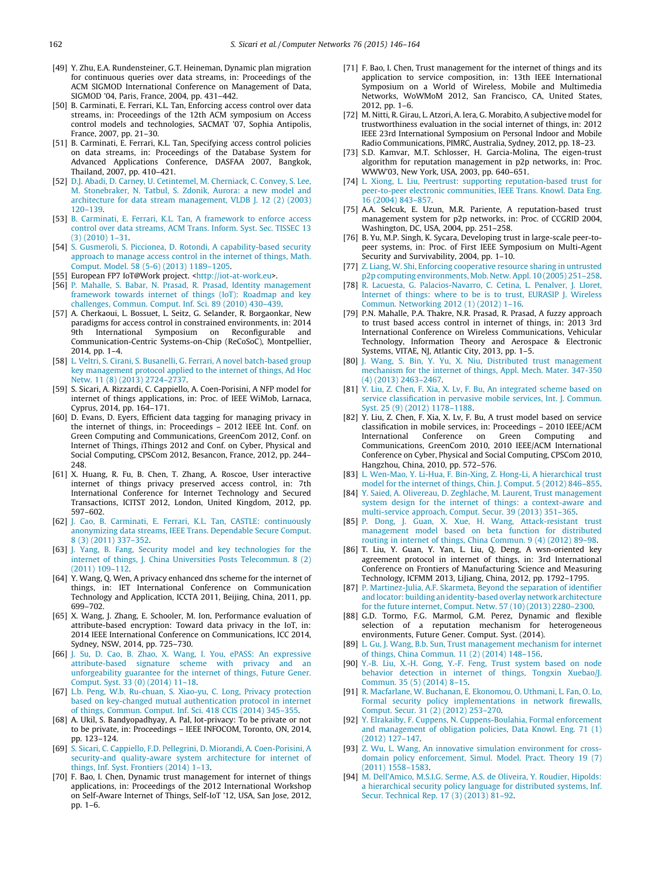[49] Y. Zhu, E.A. Rundensteiner, G.T. Heineman, Dynamic plan migration for continuous queries over data streams, in: Proceedings of the ACM SIGMOD International Conference on Management of Data, SIGMOD '04, Paris, France, 2004, pp. 431–442.

[50] B. Carminati, E. Ferrari, K.L. Tan, Enforcing access control over data streams, in: Proceedings of the 12th ACM symposium on Access control models and technologies, SACMAT '07, Sophia Antipolis, France, 2007, pp. 21–30.

[51] B. Carminati, E. Ferrari, K.L. Tan, Specifying access control policies on data streams, in: Proceedings of the Database System for Advanced Applications Conference, DASFAA 2007, Bangkok, Thailand, 2007, pp. 410–421.

[52] D.J. Abadi, D. Carney, U. Cetintemel, M. Cherniack, C. Convey, S. Lee, M. Stonebraker, N. Tatbul, S. Zdonik, Aurora: a new model and architecture for data stream management, VLDB J. 12 (2) (2003) 120–139.

[53] B. Carminati, E. Ferrari, K.L. Tan, A framework to enforce access control over data streams, ACM Trans. Inform. Syst. Sec. TISSEC 13 (3) (2010) 1–31.

[54] S. Gusmeroli, S. Piccionea, D. Rotondi, A capability-based security approach to manage access control in the internet of things, Math. Comput. Model. 58 (5-6) (2013) 1189–1205.

[55] European FP7 IoT@Work project. <http://iot-at-work.eu>.

[56] P. Mahalle, S. Babar, N. Prasad, R. Prasad, Identity management framework towards internet of things (IoT): Roadmap and key challenges, Commun. Comput. Inf. Sci. 89 (2010) 430–439.

[57] A. Cherkaoui, L. Bossuet, L. Seitz, G. Selander, R. Borgaonkar, New paradigms for access control in constrained environments, in: 2014 9th International Symposium on Reconfigurable and Communication-Centric Systems-on-Chip (ReCoSoC), Montpellier, 2014, pp. 1–4.

[58] L. Veltri, S. Cirani, S. Busanelli, G. Ferrari, A novel batch-based group key management protocol applied to the internet of things, Ad Hoc Netw. 11 (8) (2013) 2724–2737.

[59] S. Sicari, A. Rizzardi, C. Cappiello, A. Coen-Porisini, A NFP model for internet of things applications, in: Proc. of IEEE WiMob, Larnaca, Cyprus, 2014, pp. 164–171.

[60] D. Evans, D. Eyers, Efficient data tagging for managing privacy in the internet of things, in: Proceedings – 2012 IEEE Int. Conf. on Green Computing and Communications, GreenCom 2012, Conf. on Internet of Things, iThings 2012 and Conf. on Cyber, Physical and Social Computing, CPSCom 2012, Besancon, France, 2012, pp. 244–248.

[61] X. Huang, R. Fu, B. Chen, T. Zhang, A. Roscoe, User interactive internet of things privacy preserved access control, in: 7th International Conference for Internet Technology and Secured Transactions, ICITST 2012, London, United Kingdom, 2012, pp. 597–602.

[62] J. Cao, B. Carminati, E. Ferrari, K.L. Tan, CASTLE: continuously anonymizing data streams, IEEE Trans. Dependable Secure Comput. 8 (3) (2011) 337–352.

[63] J. Yang, B. Fang, Security model and key technologies for the internet of things, J. China Universities Posts Telecommun. 8 (2) (2011) 109–112.

[64] Y. Wang, Q. Wen, A privacy enhanced dns scheme for the internet of things, in: IET International Conference on Communication Technology and Application, ICCTA 2011, Beijing, China, 2011, pp. 699–702.

[65] X. Wang, J. Zhang, E. Schooler, M. Ion, Performance evaluation of attribute-based encryption: Toward data privacy in the IoT, in: 2014 IEEE International Conference on Communications, ICC 2014, Sydney, NSW, 2014, pp. 725–730.

[66] J. Su, D. Cao, B. Zhao, X. Wang, I. You, ePASS: An expressive attribute-based signature scheme with privacy and an unforgeability guarantee for the internet of things, Future Gener. Comput. Syst. 33 (0) (2014) 11–18.

[67] L.b. Peng, W.b. Ru-chuan, S. Xiao-yu, C. Long, Privacy protection based on key-changed mutual authentication protocol in internet of things, Commun. Comput. Inf. Sci. 418 CCIS (2014) 345–355.

[68] A. Ukil, S. Bandyopadhyay, A. Pal, Iot-privacy: To be private or not to be private, in: Proceedings – IEEE INFOCOM, Toronto, ON, 2014, pp. 123–124.

[69] S. Sicari, C. Cappiello, F.D. Pellegrini, D. Miorandi, A. Coen-Porisini, A security-and quality-aware system architecture for internet of things, Inf. Syst. Frontiers (2014) 1–13.

[70] F. Bao, I. Chen, Dynamic trust management for internet of things applications, in: Proceedings of the 2012 International Workshop on Self-Aware Internet of Things, Self-IoT '12, USA, San Jose, 2012, pp. 1–6.

[71] F. Bao, I. Chen, Trust management for the internet of things and its application to service composition, in: 13th IEEE International Symposium on a World of Wireless, Mobile and Multimedia Networks, WoWMoM 2012, San Francisco, CA, United States, 2012, pp. 1–6.

[72] M. Nitti, R. Girau, L. Atzori, A. Iera, G. Morabito, A subjective model for trustworthiness evaluation in the social internet of things, in: 2012 IEEE 23rd International Symposium on Personal Indoor and Mobile Radio Communications, PIMRC, Australia, Sydney, 2012, pp. 18–23.

[73] S.D. Kamvar, M.T. Schlosser, H. Garcia-Molina, The eigen-trust algorithm for reputation management in p2p networks, in: Proc. WWW'03, New York, USA, 2003, pp. 640–651.

[74] L. Xiong, L. Liu, Peertrust: supporting reputation-based trust for peer-to-peer electronic communities, IEEE Trans. Knowl. Data Eng. 16 (2004) 843–857.

[75] A.A. Selcuk, E. Uzun, M.R. Pariente, A reputation-based trust management system for p2p networks, in: Proc. of CCGRID 2004, Washington, DC, USA, 2004, pp. 251–258.

[76] B. Yu, M.P. Singh, K. Sycara, Developing trust in large-scale peer-to-peer systems, in: Proc. of First IEEE Symposium on Multi-Agent Security and Survivability, 2004, pp. 1–10.

[77] Z. Liang, W. Shi, Enforcing cooperative resource sharing in untrusted p2p computing environments, Mob. Netw. Appl. 10 (2005) 251–258.

[78] R. Lacuesta, G. Palacios-Navarro, C. Cetina, L. Penalver, J. Lloret, Internet of things: where to be is to trust, EURASIP J. Wireless Commun. Networking 2012 (1) (2012) 1–16.

[79] P.N. Mahalle, P.A. Thakre, N.R. Prasad, R. Prasad, A fuzzy approach to trust based access control in internet of things, in: 2013 3rd International Conference on Wireless Communications, Vehicular Technology, Information Theory and Aerospace & Electronic Systems, VITAE, NJ, Atlantic City, 2013, pp. 1–5.

[80] J. Wang, S. Bin, Y. Yu, X. Niu, Distributed trust management mechanism for the internet of things, Appl. Mech. Mater. 347-350 (4) (2013) 2463–2467.

[81] Y. Liu, Z. Chen, F. Xia, X. Lv, F. Bu, An integrated scheme based on service classification in pervasive mobile services, Int. J. Commun. Syst. 25 (9) (2012) 1178–1188.

[82] Y. Liu, Z. Chen, F. Xia, X. Lv, F. Bu, A trust model based on service classification in mobile services, in: Proceedings – 2010 IEEE/ACM International Conference on Green Computing and Communications, GreenCom 2010, 2010 IEEE/ACM International Conference on Cyber, Physical and Social Computing, CPSCom 2010, Hangzhou, China, 2010, pp. 572–576.

[83] L. Wen-Mao, Y. Li-Hua, F. Bin-Xing, Z. Hong-Li, A hierarchical trust model for the internet of things, Chin. J. Comput. 5 (2012) 846–855.

[84] Y. Saied, A. Olivereau, D. Zeghlache, M. Laurent, Trust management system design for the internet of things: a context-aware and multi-service approach, Comput. Secur. 39 (2013) 351–365.

[85] P. Dong, J. Guan, X. Xue, H. Wang, Attack-resistant trust management model based on beta function for distributed routing in internet of things, China Commun. 9 (4) (2012) 89–98.

[86] T. Liu, Y. Guan, Y. Yan, L. Liu, Q. Deng, A wsn-oriented key agreement protocol in internet of things, in: 3rd International Conference on Frontiers of Manufacturing Science and Measuring Technology, ICFMM 2013, LiJiang, China, 2012, pp. 1792–1795.

[87] P. Martinez-Julia, A.F. Skarmeta, Beyond the separation of identifier and locator: building an identity-based overlay network architecture for the future internet, Comput. Netw. 57 (10) (2013) 2280–2300.

[88] G.D. Tormo, F.G. Marmol, G.M. Perez, Dynamic and flexible selection of a reputation mechanism for heterogeneous environments, Future Gener. Comput. Syst. (2014).

[89] L. Gu, J. Wang, B.b. Sun, Trust management mechanism for internet of things, China Commun. 11 (2) (2014) 148–156.

[90] Y.-B. Liu, X.-H. Gong, Y.-F. Feng, Trust system based on node behavior detection in internet of things, Tongxin Xuebao/J. Commun. 35 (5) (2014) 8–15.

[91] R. Macfarlane, W. Buchanan, E. Ekonomou, O. Uthmani, L. Fan, O. Lo, Formal security policy implementations in network firewalls, Comput. Secur. 31 (2) (2012) 253–270.

[92] Y. Elrakaiby, F. Cuppens, N. Cuppens-Boulahia, Formal enforcement and management of obligation policies, Data Knowl. Eng. 71 (1) (2012) 127–147.

[93] Z. Wu, L. Wang, An innovative simulation environment for cross-domain policy enforcement, Simul. Model. Pract. Theory 19 (7) (2011) 1558–1583.

[94] M. Dell'Amico, M.S.I.G. Serme, A.S. de Oliveira, Y. Roudier, Hipolds: a hierarchical security policy language for distributed systems, Inf. Secur. Technical Rep. 17 (3) (2013) 81–92.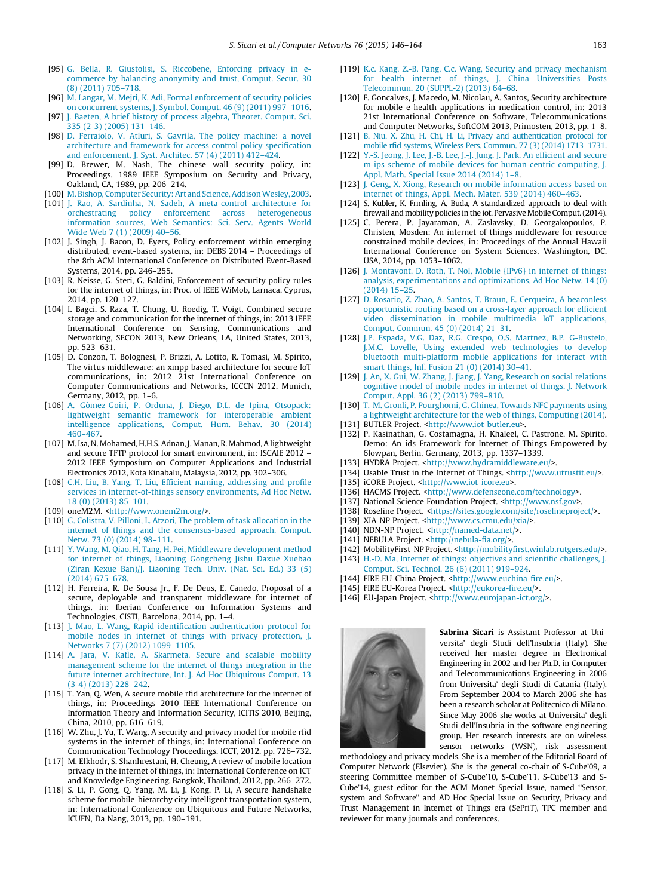[95] G. Bella, R. Giustolisi, S. Riccobene, Enforcing privacy in e-commerce by balancing anonymity and trust, Comput. Secur. 30 (8) (2011) 705–718.

[96] M. Langar, M. Mejri, K. Adi, Formal enforcement of security policies on concurrent systems, J. Symbol. Comput. 46 (9) (2011) 997–1016.

[97] J. Baeten, A brief history of process algebra, Theoret. Comput. Sci. 335 (2-3) (2005) 131–146.

[98] D. Ferraiolo, V. Atluri, S. Gavrila, The policy machine: a novel architecture and framework for access control policy specification and enforcement, J. Syst. Architec. 57 (4) (2011) 412–424.

[99] D. Brewer, M. Nash, The chinese wall security policy, in: Proceedings. 1989 IEEE Symposium on Security and Privacy, Oakland, CA, 1989, pp. 206–214.

[100] M. Bishop, Computer Security: Art and Science, Addison Wesley, 2003.

[101] J. Rao, A. Sardinha, N. Sadeh, A meta-control architecture for orchestrating policy enforcement across heterogeneous information sources, Web Semantics: Sci. Serv. Agents World Wide Web 7 (1) (2009) 40–56.

[102] J. Singh, J. Bacon, D. Eyers, Policy enforcement within emerging distributed, event-based systems, in: DEBS 2014 – Proceedings of the 8th ACM International Conference on Distributed Event-Based Systems, 2014, pp. 246–255.

[103] R. Neisse, G. Steri, G. Baldini, Enforcement of security policy rules for the internet of things, in: Proc. of IEEE WiMob, Larnaca, Cyprus, 2014, pp. 120–127.

[104] I. Bagci, S. Raza, T. Chung, U. Roedig, T. Voigt, Combined secure storage and communication for the internet of things, in: 2013 IEEE International Conference on Sensing, Communications and Networking, SECON 2013, New Orleans, LA, United States, 2013, pp. 523–631.

[105] D. Conzon, T. Bolognesi, P. Brizzi, A. Lotito, R. Tomasi, M. Spirito, The virtus middleware: an xmpp based architecture for secure IoT communications, in: 2012 21st International Conference on Computer Communications and Networks, ICCCN 2012, Munich, Germany, 2012, pp. 1–6.

[106] A. Gòmez-Goiri, P. Orduna, J. Diego, D.L. de Ipina, Otsopack: lightweight semantic framework for interoperable ambient intelligence applications, Comput. Hum. Behav. 30 (2014) 460–467.

[107] M. Isa, N. Mohamed, H.H.S. Adnan, J. Manan, R. Mahmod, A lightweight and secure TFTP protocol for smart environment, in: ISCAIE 2012 – 2012 IEEE Symposium on Computer Applications and Industrial Electronics 2012, Kota Kinabalu, Malaysia, 2012, pp. 302–306.

[108] C.H. Liu, B. Yang, T. Liu, Efficient naming, addressing and profile services in internet-of-things sensory environments, Ad Hoc Netw. 18 (0) (2013) 85–101.

[109] oneM2M. <http://www.onem2m.org/>.

[110] G. Colistra, V. Pilloni, L. Atzori, The problem of task allocation in the internet of things and the consensus-based approach, Comput. Netw. 73 (0) (2014) 98–111.

[111] Y. Wang, M. Qiao, H. Tang, H. Pei, Middleware development method for internet of things, Liaoning Gongcheng Jishu Daxue Xuebao (Ziran Kexue Ban)/J. Liaoning Tech. Univ. (Nat. Sci. Ed.) 33 (5) (2014) 675–678.

[112] H. Ferreira, R. De Sousa Jr., F. De Deus, E. Canedo, Proposal of a secure, deployable and transparent middleware for internet of things, in: Iberian Conference on Information Systems and Technologies, CISTI, Barcelona, 2014, pp. 1–4.

[113] J. Mao, L. Wang, Rapid identification authentication protocol for mobile nodes in internet of things with privacy protection, J. Networks 7 (7) (2012) 1099–1105.

[114] A. Jara, V. Kafle, A. Skarmeta, Secure and scalable mobility management scheme for the internet of things integration in the future internet architecture, Int. J. Ad Hoc Ubiquitous Comput. 13 (3-4) (2013) 228–242.

[115] T. Yan, Q. Wen, A secure mobile rfid architecture for the internet of things, in: Proceedings 2010 IEEE International Conference on Information Theory and Information Security, ICITIS 2010, Beijing, China, 2010, pp. 616–619.

[116] W. Zhu, J. Yu, T. Wang, A security and privacy model for mobile rfid systems in the internet of things, in: International Conference on Communication Technology Proceedings, ICCT, 2012, pp. 726–732.

[117] M. Elkhodr, S. Shanhrestani, H. Cheung, A review of mobile location privacy in the internet of things, in: International Conference on ICT and Knowledge Engineering, Bangkok, Thailand, 2012, pp. 266–272.

[118] S. Li, P. Gong, Q. Yang, M. Li, J. Kong, P. Li, A secure handshake scheme for mobile-hierarchy city intelligent transportation system, in: International Conference on Ubiquitous and Future Networks, ICUFN, Da Nang, 2013, pp. 190–191.

[119] K.c. Kang, Z.-B. Pang, C.c. Wang, Security and privacy mechanism for health internet of things, J. China Universities Posts Telecommun. 20 (SUPPL-2) (2013) 64–68.

[120] F. Goncalves, J. Macedo, M. Nicolau, A. Santos, Security architecture for mobile e-health applications in medication control, in: 2013 21st International Conference on Software, Telecommunications and Computer Networks, SoftCOM 2013, Primosten, 2013, pp. 1–8.

[121] B. Niu, X. Zhu, H. Chi, H. Li, Privacy and authentication protocol for mobile rfid systems, Wireless Pers. Commun. 77 (3) (2014) 1713–1731.

[122] Y.-S. Jeong, J. Lee, J.-B. Lee, J.-J. Jung, J. Park, An efficient and secure m-ips scheme of mobile devices for human-centric computing, J. Appl. Math. Special Issue 2014 (2014) 1–8.

[123] J. Geng, X. Xiong, Research on mobile information access based on internet of things, Appl. Mech. Mater. 539 (2014) 460–463.

[124] S. Kubler, K. Frmling, A. Buda, A standardized approach to deal with firewall and mobility policies in the iot, Pervasive Mobile Comput. (2014).

[125] C. Perera, P. Jayaraman, A. Zaslavsky, D. Georgakopoulos, P. Christen, Mosden: An internet of things middleware for resource constrained mobile devices, in: Proceedings of the Annual Hawaii International Conference on System Sciences, Washington, DC, USA, 2014, pp. 1053–1062.

[126] J. Montavont, D. Roth, T. Nol, Mobile {IPv6} in internet of things: analysis, experimentations and optimizations, Ad Hoc Netw. 14 (0) (2014) 15–25.

[127] D. Rosario, Z. Zhao, A. Santos, T. Braun, E. Cerqueira, A beaconless opportunistic routing based on a cross-layer approach for efficient video dissemination in mobile multimedia IoT applications, Comput. Commun. 45 (0) (2014) 21–31.

[128] J.P. Espada, V.G. Daz, R.G. Crespo, O.S. Martnez, B.P. G-Bustelo, J.M.C. Lovelle, Using extended web technologies to develop bluetooth multi-platform mobile applications for interact with smart things, Inf. Fusion 21 (0) (2014) 30–41.

[129] J. An, X. Gui, W. Zhang, J. Jiang, J. Yang, Research on social relations cognitive model of mobile nodes in internet of things, J. Network Comput. Appl. 36 (2) (2013) 799–810.

[130] T.-M. Gronli, P. Pourghomi, G. Ghinea, Towards NFC payments using a lightweight architecture for the web of things, Computing (2014).

[131] BUTLER Project. <http://www.iot-butler.eu>.

[132] P. Kasinathan, G. Costamagna, H. Khaleel, C. Pastrone, M. Spirito, Demo: An ids Framework for Internet of Things Empowered by 6lowpan, Berlin, Germany, 2013, pp. 1337–1339.

[133] HYDRA Project. <http://www.hydramiddleware.eu/>.

[134] Usable Trust in the Internet of Things. <http://www.utrustit.eu/>.

[135] iCORE Project. <http://www.iot-icore.eu>.

[136] HACMS Project. <http://www.defenseone.com/technology>.

[137] National Science Foundation Project. <http://www.nsf.gov>.

[138] Roseline Project. <https://sites.google.com/site/roselineproject/>.

[139] XIA-NP Project. <http://www.cs.cmu.edu/xia/>.

[140] NDN-NP Project. <http://named-data.net/>.

[141] NEBULA Project. <http://nebula-fia.org/>.

[142] MobilityFirst-NP Project. <http://mobilityfirst.winlab.rutgers.edu/>.

[143] H.-D. Ma, Internet of things: objectives and scientific challenges, J. Comput. Sci. Technol. 26 (6) (2011) 919–924.

[144] FIRE EU-China Project. <http://www.euchina-fire.eu/>.

[145] FIRE EU-Korea Project. <http://eukorea-fire.eu/>.

[146] EU-Japan Project. <http://www.eurojapan-ict.org/>.

**Sabrina Sicari** is Assistant Professor at Universita' degli Studi dell'Insubria (Italy). She received her master degree in Electronical Engineering in 2002 and her Ph.D. in Computer and Telecommunications Engineering in 2006 from Universita' degli Studi di Catania (Italy). From September 2004 to March 2006 she has been a research scholar at Politecnico di Milano. Since May 2006 she works at Universita' degli Studi dell'Insubria in the software engineering group. Her research interests are on wireless sensor networks (WSN), risk assessment methodology and privacy models. She is a member of the Editorial Board of Computer Network (Elsevier). She is the general co-chair of S-Cube'09, a steering Committee member of S-Cube'10, S-Cube'11, S-Cube'13 and S-Cube'14, guest editor for the ACM Monet Special Issue, named "Sensor, system and Software" and AD Hoc Special Issue on Security, Privacy and Trust Management in Internet of Things era (SePriT), TPC member and reviewer for many journals and conferences.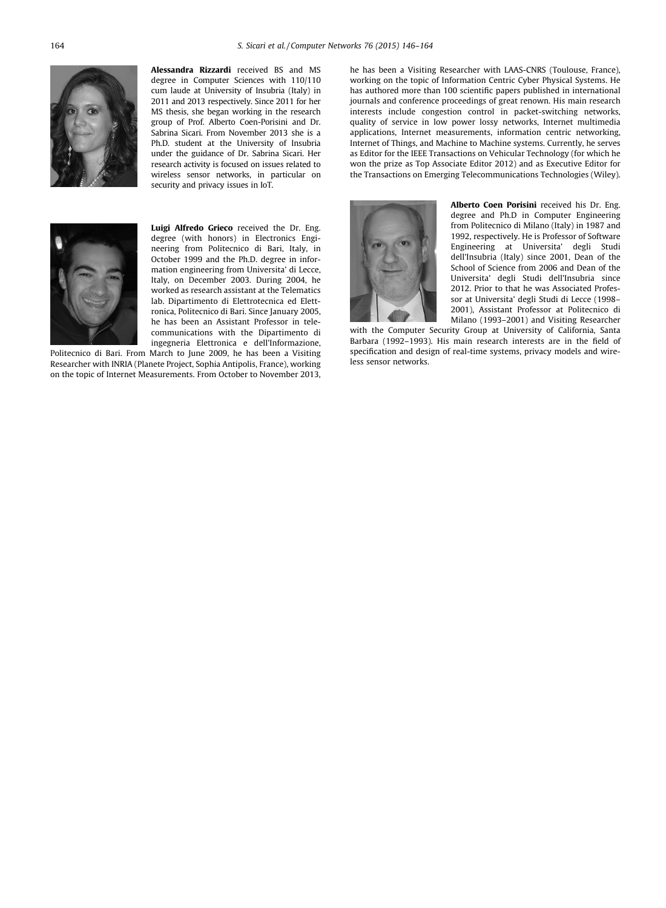**Alessandra Rizzardi** received BS and MS degree in Computer Sciences with 110/110 cum laude at University of Insubria (Italy) in 2011 and 2013 respectively. Since 2011 for her MS thesis, she began working in the research group of Prof. Alberto Coen-Porisini and Dr. Sabrina Sicari. From November 2013 she is a Ph.D. student at the University of Insubria under the guidance of Dr. Sabrina Sicari. Her research activity is focused on issues related to wireless sensor networks, in particular on security and privacy issues in IoT.

**Luigi Alfredo Grieco** received the Dr. Eng. degree (with honors) in Electronics Engineering from Politecnico di Bari, Italy, in October 1999 and the Ph.D. degree in information engineering from Universita' di Lecce, Italy, on December 2003. During 2004, he worked as research assistant at the Telematics lab. Dipartimento di Elettrotecnica ed Elettronica, Politecnico di Bari. Since January 2005, he has been an Assistant Professor in telecommunications with the Dipartimento di ingegneria Elettronica e dell'Informazione, Politecnico di Bari. From March to June 2009, he has been a Visiting Researcher with INRIA (Planete Project, Sophia Antipolis, France), working on the topic of Internet Measurements. From October to November 2013, he has been a Visiting Researcher with LAAS-CNRS (Toulouse, France), working on the topic of Information Centric Cyber Physical Systems. He has authored more than 100 scientific papers published in international journals and conference proceedings of great renown. His main research interests include congestion control in packet-switching networks, quality of service in low power lossy networks, Internet multimedia applications, Internet measurements, information centric networking, Internet of Things, and Machine to Machine systems. Currently, he serves as Editor for the IEEE Transactions on Vehicular Technology (for which he won the prize as Top Associate Editor 2012) and as Executive Editor for the Transactions on Emerging Telecommunications Technologies (Wiley).

**Alberto Coen Porisini** received his Dr. Eng. degree and Ph.D in Computer Engineering from Politecnico di Milano (Italy) in 1987 and 1992, respectively. He is Professor of Software Engineering at Universita' degli Studi dell'Insubria (Italy) since 2001, Dean of the School of Science from 2006 and Dean of the Universita' degli Studi dell'Insubria since 2012. Prior to that he was Associated Professor at Universita' degli Studi di Lecce (1998–2001), Assistant Professor at Politecnico di Milano (1993–2001) and Visiting Researcher with the Computer Security Group at University of California, Santa Barbara (1992–1993). His main research interests are in the field of specification and design of real-time systems, privacy models and wireless sensor networks.